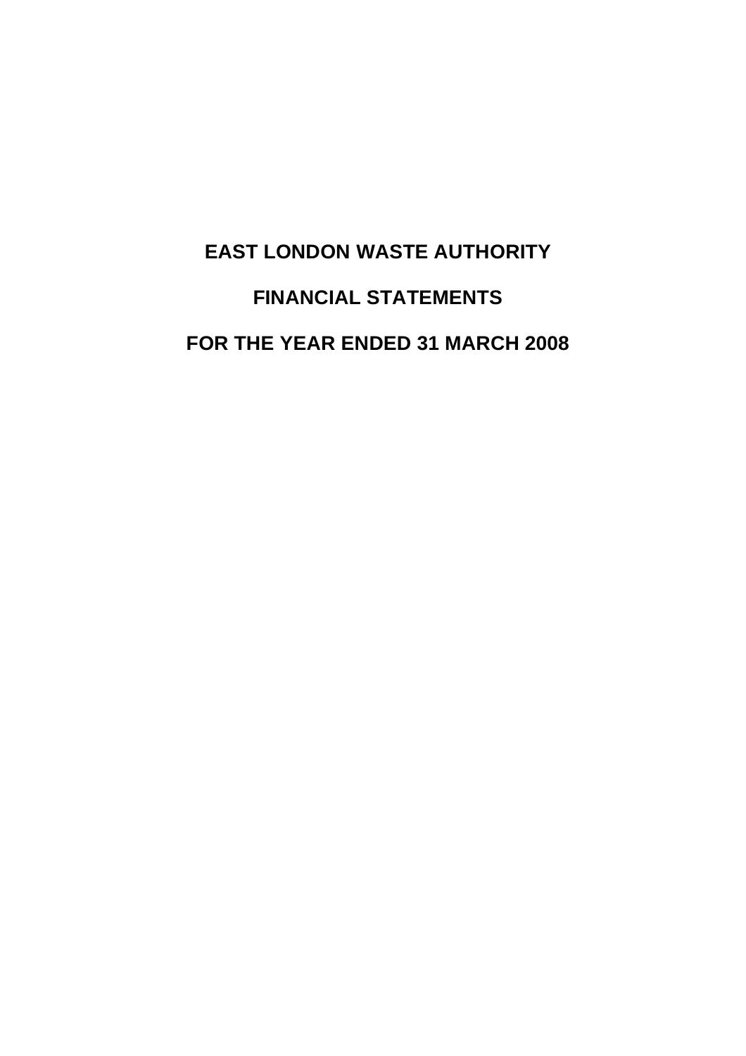# EAST LONDON WASTE AUTHORITY

# FINANCIAL STATEMENTS

# FOR THE YEAR ENDED 31 MARCH 2008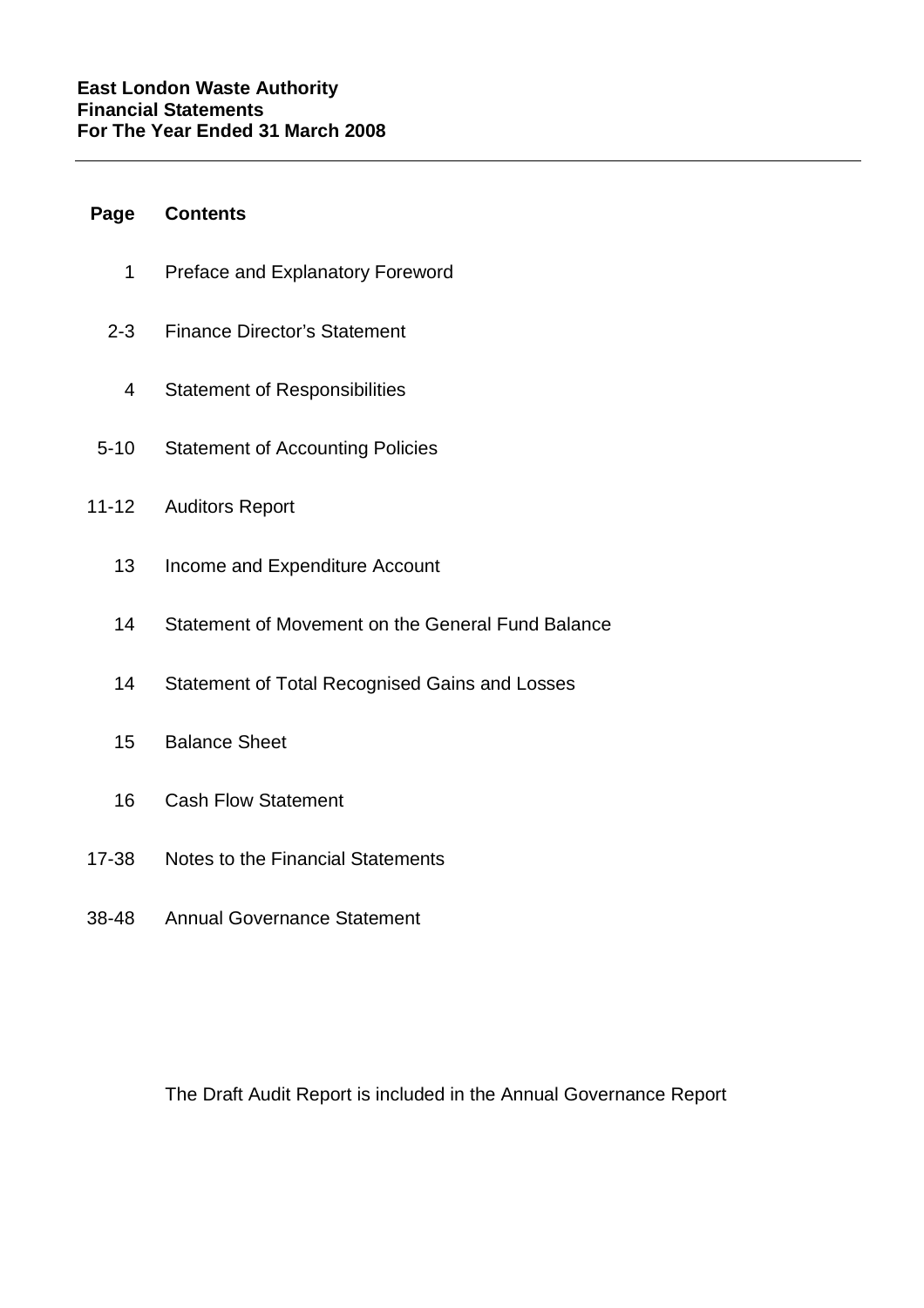**East London Waste Authority**
**Financial Statements**
**For The Year Ended 31 March 2008**

---

| Page | Contents |
|---|---|
| 1 | Preface and Explanatory Foreword |
| 2-3 | Finance Director's Statement |
| 4 | Statement of Responsibilities |
| 5-10 | Statement of Accounting Policies |
| 11-12 | Auditors Report |
| 13 | Income and Expenditure Account |
| 14 | Statement of Movement on the General Fund Balance |
| 14 | Statement of Total Recognised Gains and Losses |
| 15 | Balance Sheet |
| 16 | Cash Flow Statement |
| 17-38 | Notes to the Financial Statements |
| 38-48 | Annual Governance Statement |

The Draft Audit Report is included in the Annual Governance Report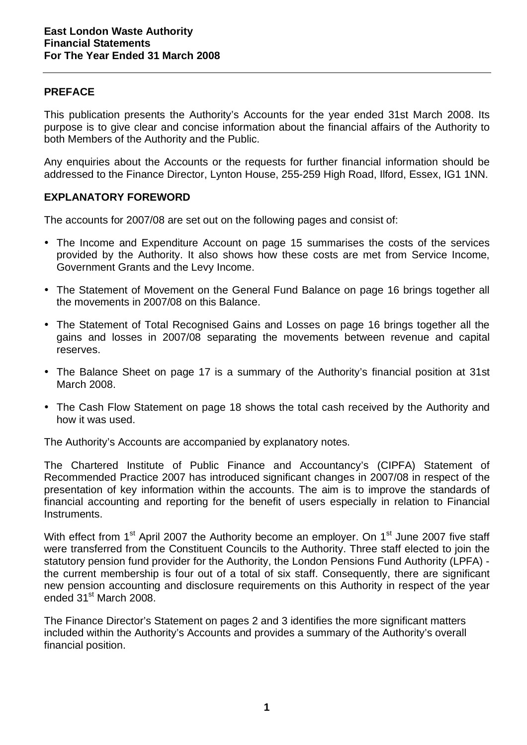**East London Waste Authority**
**Financial Statements**
**For The Year Ended 31 March 2008**

## PREFACE

This publication presents the Authority's Accounts for the year ended 31st March 2008. Its purpose is to give clear and concise information about the financial affairs of the Authority to both Members of the Authority and the Public.

Any enquiries about the Accounts or the requests for further financial information should be addressed to the Finance Director, Lynton House, 255-259 High Road, Ilford, Essex, IG1 1NN.

## EXPLANATORY FOREWORD

The accounts for 2007/08 are set out on the following pages and consist of:

- The Income and Expenditure Account on page 15 summarises the costs of the services provided by the Authority. It also shows how these costs are met from Service Income, Government Grants and the Levy Income.
- The Statement of Movement on the General Fund Balance on page 16 brings together all the movements in 2007/08 on this Balance.
- The Statement of Total Recognised Gains and Losses on page 16 brings together all the gains and losses in 2007/08 separating the movements between revenue and capital reserves.
- The Balance Sheet on page 17 is a summary of the Authority's financial position at 31st March 2008.
- The Cash Flow Statement on page 18 shows the total cash received by the Authority and how it was used.

The Authority's Accounts are accompanied by explanatory notes.

The Chartered Institute of Public Finance and Accountancy's (CIPFA) Statement of Recommended Practice 2007 has introduced significant changes in 2007/08 in respect of the presentation of key information within the accounts. The aim is to improve the standards of financial accounting and reporting for the benefit of users especially in relation to Financial Instruments.

With effect from 1st April 2007 the Authority become an employer. On 1st June 2007 five staff were transferred from the Constituent Councils to the Authority. Three staff elected to join the statutory pension fund provider for the Authority, the London Pensions Fund Authority (LPFA) - the current membership is four out of a total of six staff. Consequently, there are significant new pension accounting and disclosure requirements on this Authority in respect of the year ended 31st March 2008.

The Finance Director's Statement on pages 2 and 3 identifies the more significant matters included within the Authority's Accounts and provides a summary of the Authority's overall financial position.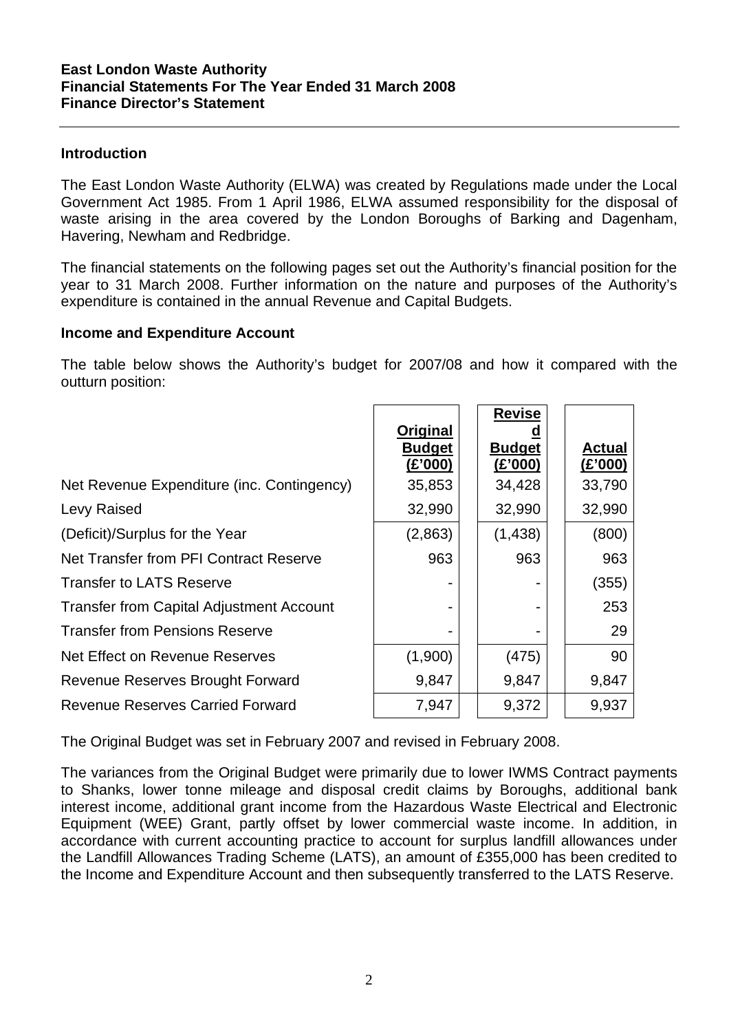**East London Waste Authority**
**Financial Statements For The Year Ended 31 March 2008**
**Finance Director's Statement**

## Introduction

The East London Waste Authority (ELWA) was created by Regulations made under the Local Government Act 1985. From 1 April 1986, ELWA assumed responsibility for the disposal of waste arising in the area covered by the London Boroughs of Barking and Dagenham, Havering, Newham and Redbridge.

The financial statements on the following pages set out the Authority's financial position for the year to 31 March 2008. Further information on the nature and purposes of the Authority's expenditure is contained in the annual Revenue and Capital Budgets.

## Income and Expenditure Account

The table below shows the Authority's budget for 2007/08 and how it compared with the outturn position:

| | Original Budget (£'000) | Revised Budget (£'000) | Actual (£'000) |
|---|---|---|---|
| Net Revenue Expenditure (inc. Contingency) | 35,853 | 34,428 | 33,790 |
| Levy Raised | 32,990 | 32,990 | 32,990 |
| (Deficit)/Surplus for the Year | (2,863) | (1,438) | (800) |
| Net Transfer from PFI Contract Reserve | 963 | 963 | 963 |
| Transfer to LATS Reserve | - | - | (355) |
| Transfer from Capital Adjustment Account | - | - | 253 |
| Transfer from Pensions Reserve | - | - | 29 |
| Net Effect on Revenue Reserves | (1,900) | (475) | 90 |
| Revenue Reserves Brought Forward | 9,847 | 9,847 | 9,847 |
| Revenue Reserves Carried Forward | 7,947 | 9,372 | 9,937 |

The Original Budget was set in February 2007 and revised in February 2008.

The variances from the Original Budget were primarily due to lower IWMS Contract payments to Shanks, lower tonne mileage and disposal credit claims by Boroughs, additional bank interest income, additional grant income from the Hazardous Waste Electrical and Electronic Equipment (WEE) Grant, partly offset by lower commercial waste income. In addition, in accordance with current accounting practice to account for surplus landfill allowances under the Landfill Allowances Trading Scheme (LATS), an amount of £355,000 has been credited to the Income and Expenditure Account and then subsequently transferred to the LATS Reserve.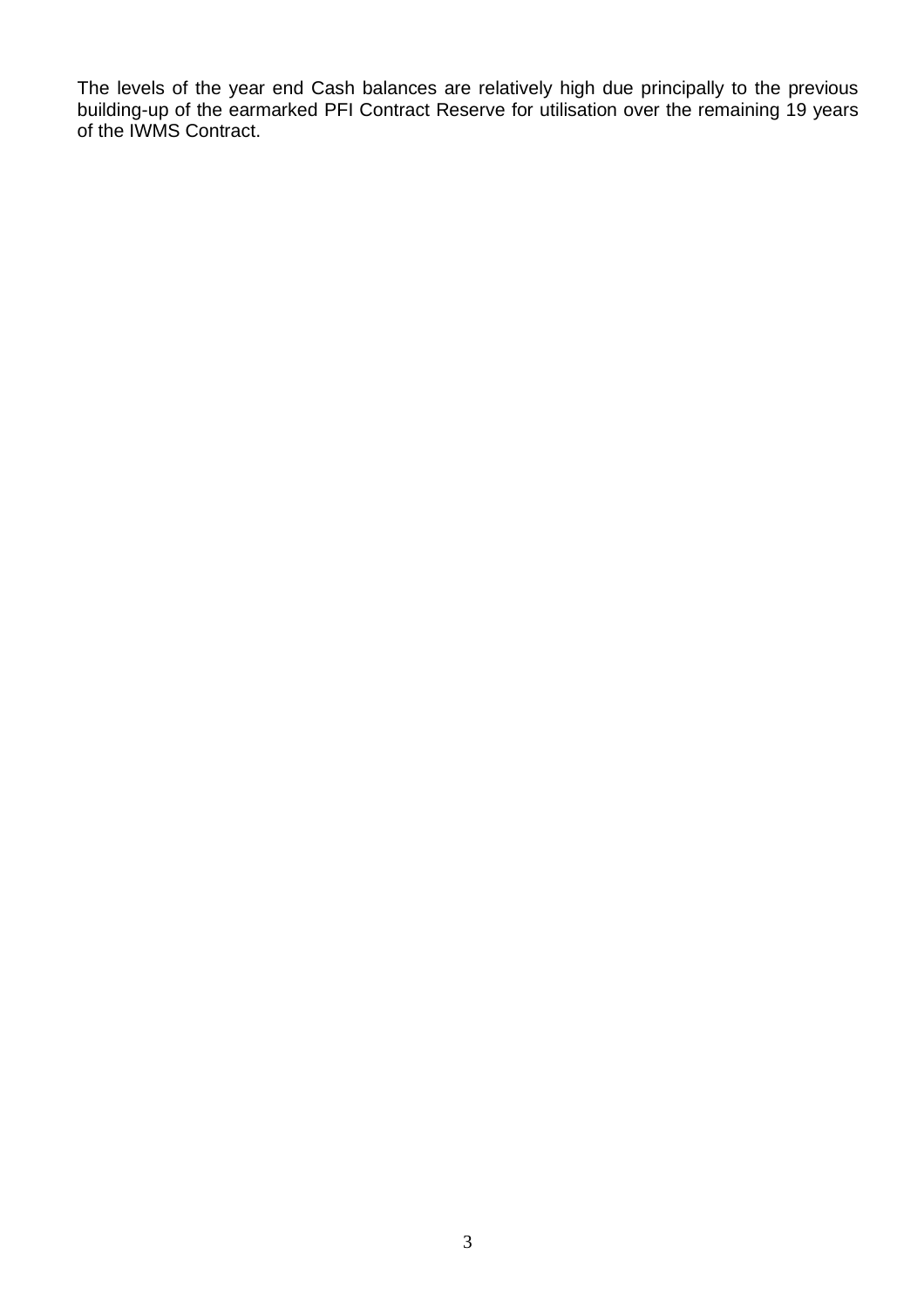The levels of the year end Cash balances are relatively high due principally to the previous building-up of the earmarked PFI Contract Reserve for utilisation over the remaining 19 years of the IWMS Contract.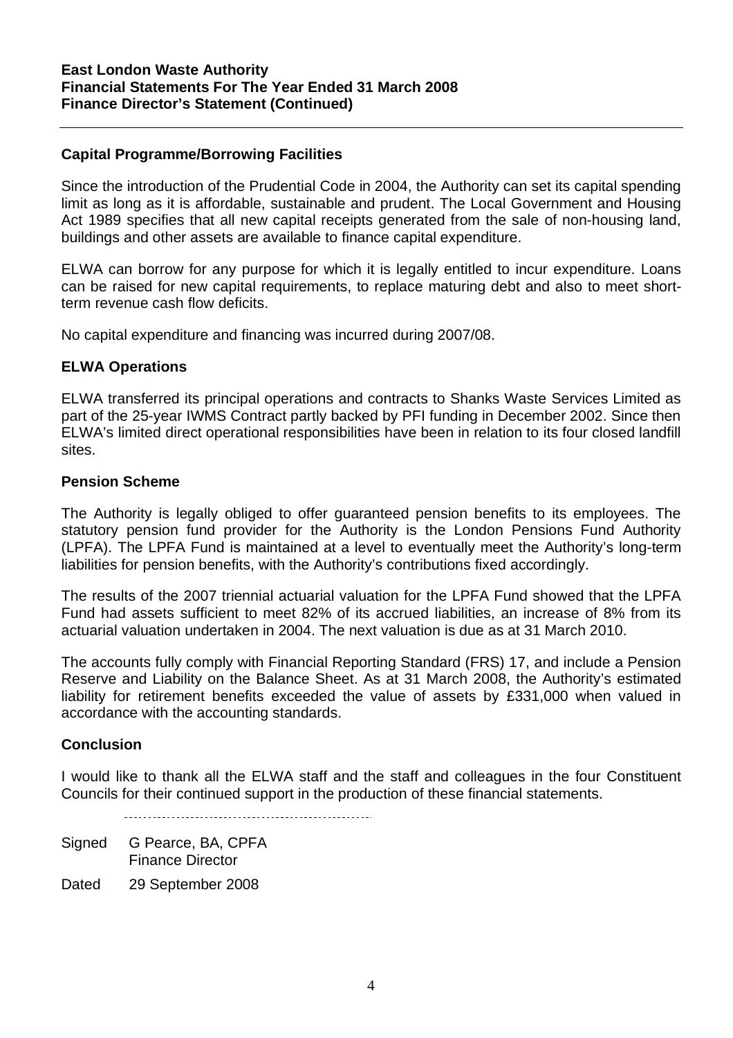## Capital Programme/Borrowing Facilities

Since the introduction of the Prudential Code in 2004, the Authority can set its capital spending limit as long as it is affordable, sustainable and prudent. The Local Government and Housing Act 1989 specifies that all new capital receipts generated from the sale of non-housing land, buildings and other assets are available to finance capital expenditure.

ELWA can borrow for any purpose for which it is legally entitled to incur expenditure. Loans can be raised for new capital requirements, to replace maturing debt and also to meet short-term revenue cash flow deficits.

No capital expenditure and financing was incurred during 2007/08.

## ELWA Operations

ELWA transferred its principal operations and contracts to Shanks Waste Services Limited as part of the 25-year IWMS Contract partly backed by PFI funding in December 2002. Since then ELWA's limited direct operational responsibilities have been in relation to its four closed landfill sites.

## Pension Scheme

The Authority is legally obliged to offer guaranteed pension benefits to its employees. The statutory pension fund provider for the Authority is the London Pensions Fund Authority (LPFA). The LPFA Fund is maintained at a level to eventually meet the Authority's long-term liabilities for pension benefits, with the Authority's contributions fixed accordingly.

The results of the 2007 triennial actuarial valuation for the LPFA Fund showed that the LPFA Fund had assets sufficient to meet 82% of its accrued liabilities, an increase of 8% from its actuarial valuation undertaken in 2004. The next valuation is due as at 31 March 2010.

The accounts fully comply with Financial Reporting Standard (FRS) 17, and include a Pension Reserve and Liability on the Balance Sheet. As at 31 March 2008, the Authority's estimated liability for retirement benefits exceeded the value of assets by £331,000 when valued in accordance with the accounting standards.

## Conclusion

I would like to thank all the ELWA staff and the staff and colleagues in the four Constituent Councils for their continued support in the production of these financial statements.

Signed G Pearce, BA, CPFA
Finance Director

Dated 29 September 2008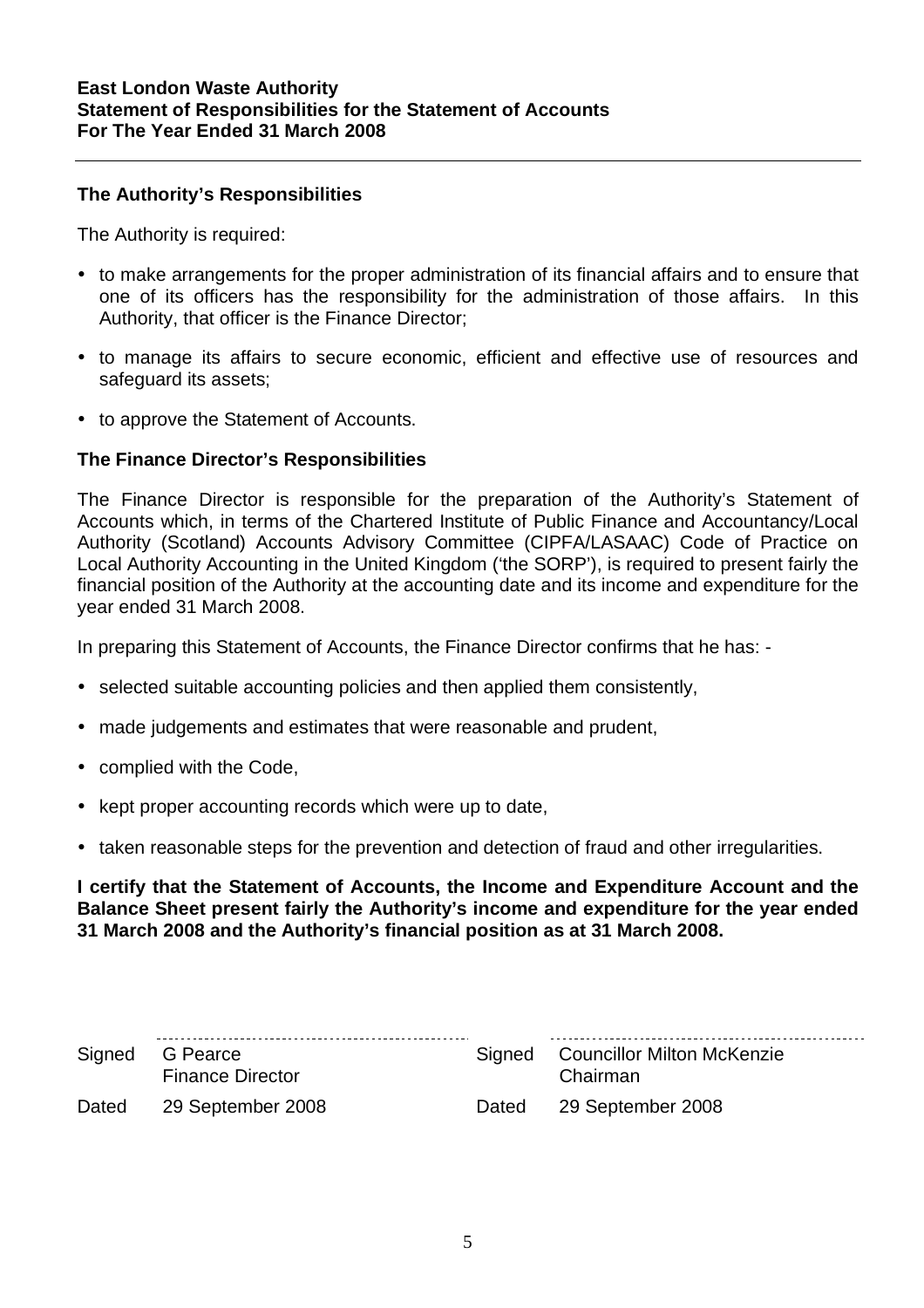**East London Waste Authority**
**Statement of Responsibilities for the Statement of Accounts**
**For The Year Ended 31 March 2008**

---

## The Authority's Responsibilities

The Authority is required:

- to make arrangements for the proper administration of its financial affairs and to ensure that one of its officers has the responsibility for the administration of those affairs. In this Authority, that officer is the Finance Director;
- to manage its affairs to secure economic, efficient and effective use of resources and safeguard its assets;
- to approve the Statement of Accounts.

## The Finance Director's Responsibilities

The Finance Director is responsible for the preparation of the Authority's Statement of Accounts which, in terms of the Chartered Institute of Public Finance and Accountancy/Local Authority (Scotland) Accounts Advisory Committee (CIPFA/LASAAC) Code of Practice on Local Authority Accounting in the United Kingdom ('the SORP'), is required to present fairly the financial position of the Authority at the accounting date and its income and expenditure for the year ended 31 March 2008.

In preparing this Statement of Accounts, the Finance Director confirms that he has: -

- selected suitable accounting policies and then applied them consistently,
- made judgements and estimates that were reasonable and prudent,
- complied with the Code,
- kept proper accounting records which were up to date,
- taken reasonable steps for the prevention and detection of fraud and other irregularities.

**I certify that the Statement of Accounts, the Income and Expenditure Account and the Balance Sheet present fairly the Authority's income and expenditure for the year ended 31 March 2008 and the Authority's financial position as at 31 March 2008.**

| | | | |
|---|---|---|---|
| Signed | G Pearce<br>Finance Director | Signed | Councillor Milton McKenzie<br>Chairman |
| Dated | 29 September 2008 | Dated | 29 September 2008 |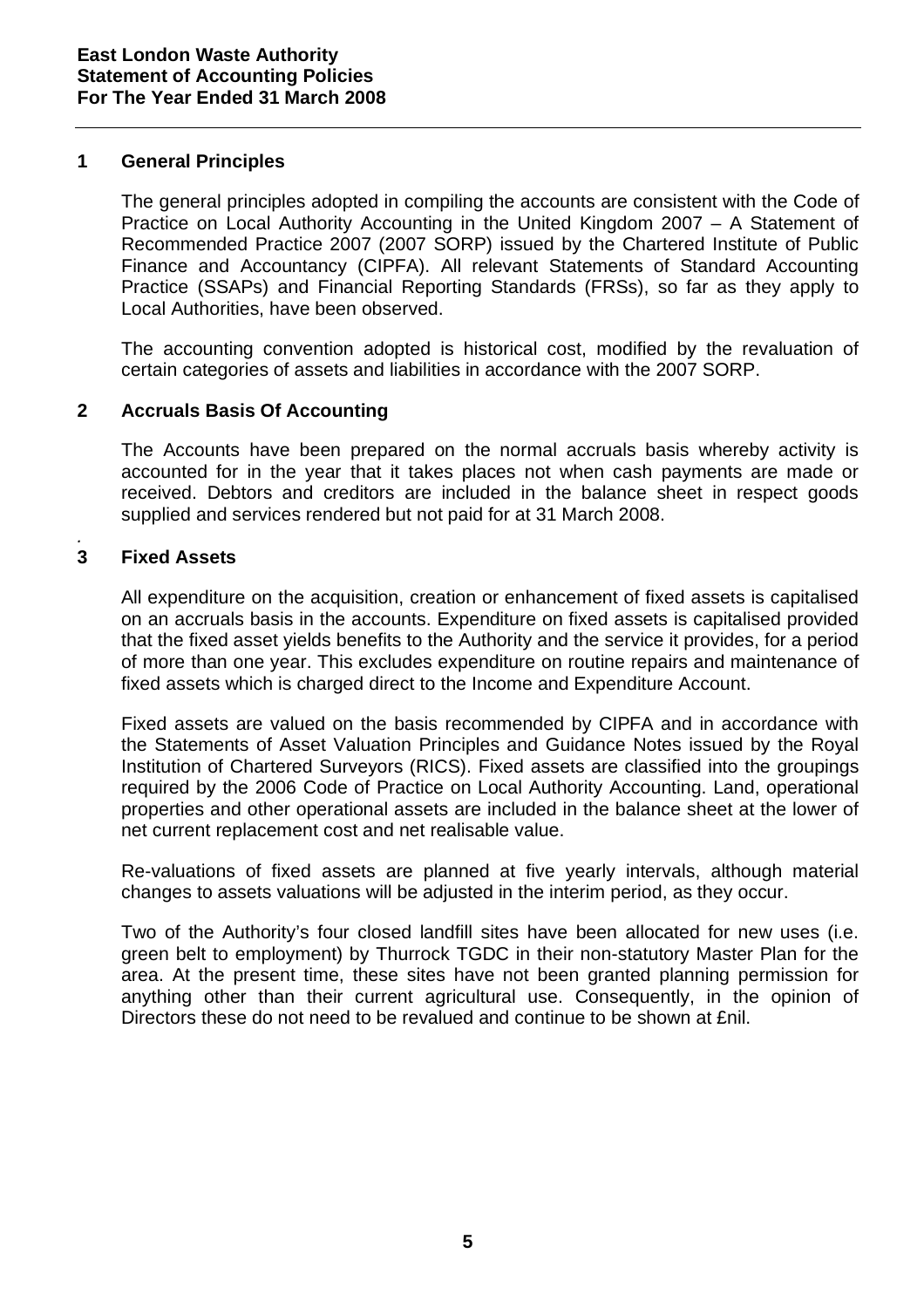**East London Waste Authority**
**Statement of Accounting Policies**
**For The Year Ended 31 March 2008**

## 1 General Principles

The general principles adopted in compiling the accounts are consistent with the Code of Practice on Local Authority Accounting in the United Kingdom 2007 – A Statement of Recommended Practice 2007 (2007 SORP) issued by the Chartered Institute of Public Finance and Accountancy (CIPFA). All relevant Statements of Standard Accounting Practice (SSAPs) and Financial Reporting Standards (FRSs), so far as they apply to Local Authorities, have been observed.

The accounting convention adopted is historical cost, modified by the revaluation of certain categories of assets and liabilities in accordance with the 2007 SORP.

## 2 Accruals Basis Of Accounting

The Accounts have been prepared on the normal accruals basis whereby activity is accounted for in the year that it takes places not when cash payments are made or received. Debtors and creditors are included in the balance sheet in respect goods supplied and services rendered but not paid for at 31 March 2008.

.

## 3 Fixed Assets

All expenditure on the acquisition, creation or enhancement of fixed assets is capitalised on an accruals basis in the accounts. Expenditure on fixed assets is capitalised provided that the fixed asset yields benefits to the Authority and the service it provides, for a period of more than one year. This excludes expenditure on routine repairs and maintenance of fixed assets which is charged direct to the Income and Expenditure Account.

Fixed assets are valued on the basis recommended by CIPFA and in accordance with the Statements of Asset Valuation Principles and Guidance Notes issued by the Royal Institution of Chartered Surveyors (RICS). Fixed assets are classified into the groupings required by the 2006 Code of Practice on Local Authority Accounting. Land, operational properties and other operational assets are included in the balance sheet at the lower of net current replacement cost and net realisable value.

Re-valuations of fixed assets are planned at five yearly intervals, although material changes to assets valuations will be adjusted in the interim period, as they occur.

Two of the Authority's four closed landfill sites have been allocated for new uses (i.e. green belt to employment) by Thurrock TGDC in their non-statutory Master Plan for the area. At the present time, these sites have not been granted planning permission for anything other than their current agricultural use. Consequently, in the opinion of Directors these do not need to be revalued and continue to be shown at £nil.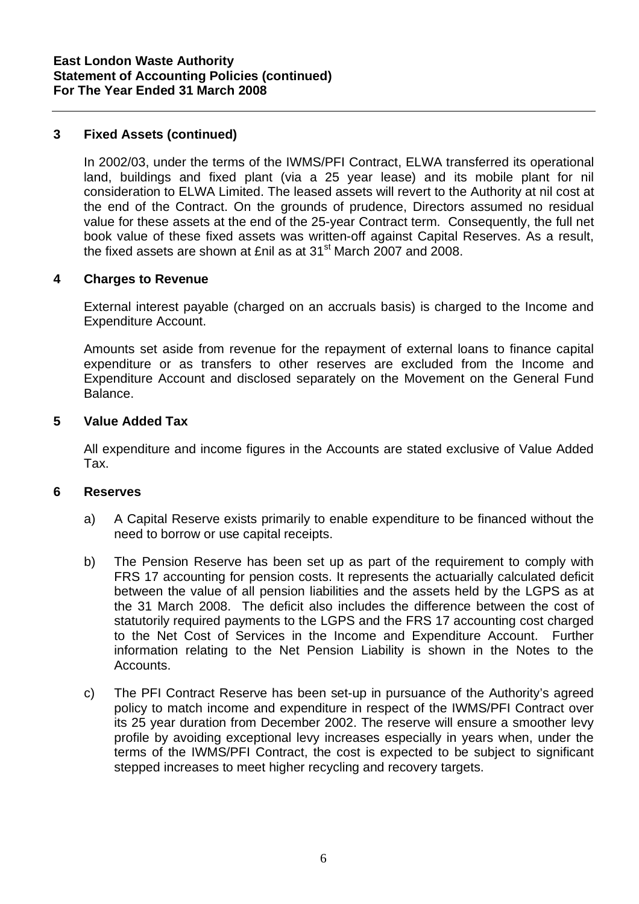**East London Waste Authority**
**Statement of Accounting Policies (continued)**
**For The Year Ended 31 March 2008**

## 3 Fixed Assets (continued)

In 2002/03, under the terms of the IWMS/PFI Contract, ELWA transferred its operational land, buildings and fixed plant (via a 25 year lease) and its mobile plant for nil consideration to ELWA Limited. The leased assets will revert to the Authority at nil cost at the end of the Contract. On the grounds of prudence, Directors assumed no residual value for these assets at the end of the 25-year Contract term. Consequently, the full net book value of these fixed assets was written-off against Capital Reserves. As a result, the fixed assets are shown at £nil as at 31st March 2007 and 2008.

## 4 Charges to Revenue

External interest payable (charged on an accruals basis) is charged to the Income and Expenditure Account.

Amounts set aside from revenue for the repayment of external loans to finance capital expenditure or as transfers to other reserves are excluded from the Income and Expenditure Account and disclosed separately on the Movement on the General Fund Balance.

## 5 Value Added Tax

All expenditure and income figures in the Accounts are stated exclusive of Value Added Tax.

## 6 Reserves

a) A Capital Reserve exists primarily to enable expenditure to be financed without the need to borrow or use capital receipts.

b) The Pension Reserve has been set up as part of the requirement to comply with FRS 17 accounting for pension costs. It represents the actuarially calculated deficit between the value of all pension liabilities and the assets held by the LGPS as at the 31 March 2008. The deficit also includes the difference between the cost of statutorily required payments to the LGPS and the FRS 17 accounting cost charged to the Net Cost of Services in the Income and Expenditure Account. Further information relating to the Net Pension Liability is shown in the Notes to the Accounts.

c) The PFI Contract Reserve has been set-up in pursuance of the Authority's agreed policy to match income and expenditure in respect of the IWMS/PFI Contract over its 25 year duration from December 2002. The reserve will ensure a smoother levy profile by avoiding exceptional levy increases especially in years when, under the terms of the IWMS/PFI Contract, the cost is expected to be subject to significant stepped increases to meet higher recycling and recovery targets.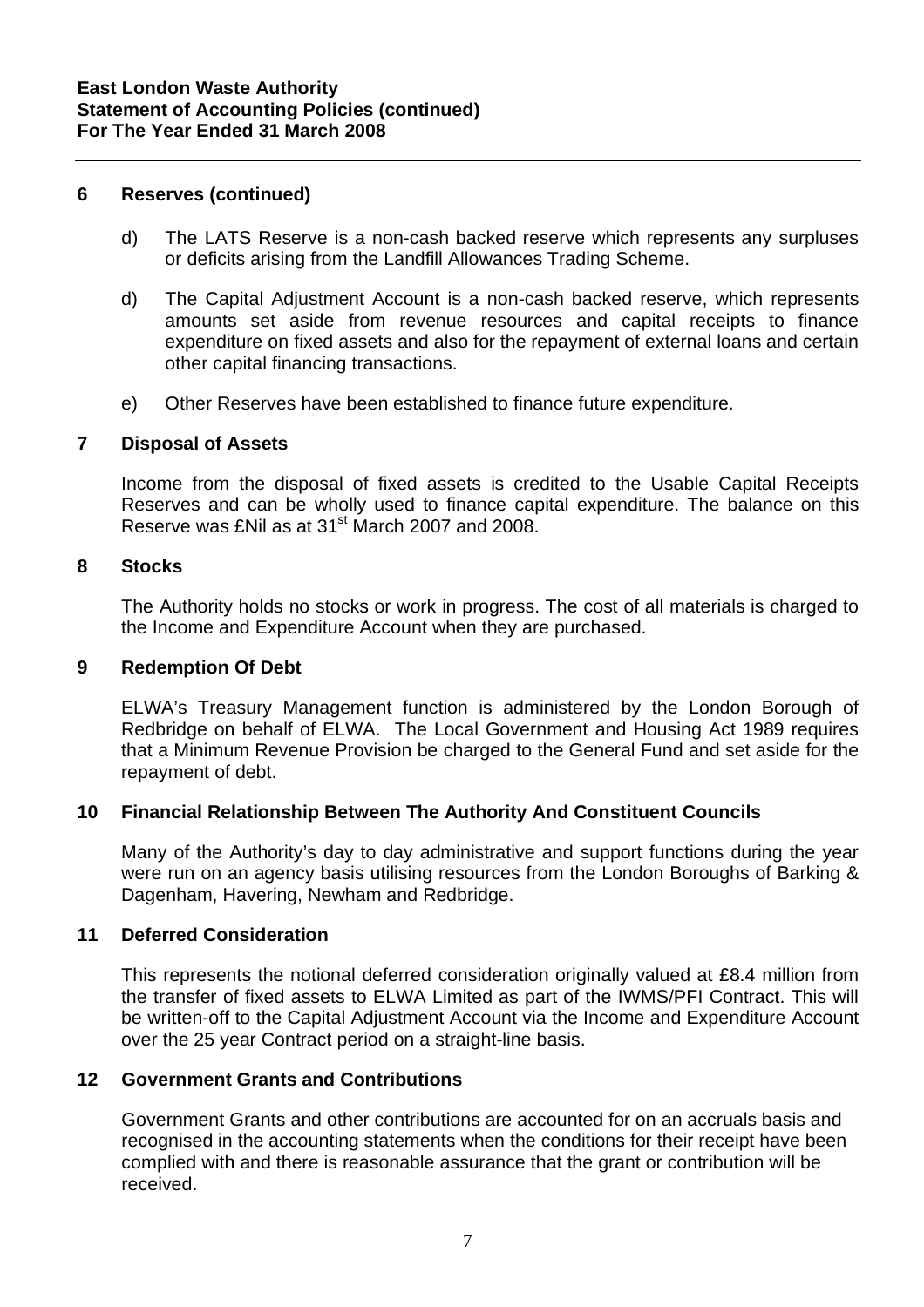**East London Waste Authority**
**Statement of Accounting Policies (continued)**
**For The Year Ended 31 March 2008**

### 6 Reserves (continued)

d) The LATS Reserve is a non-cash backed reserve which represents any surpluses or deficits arising from the Landfill Allowances Trading Scheme.

d) The Capital Adjustment Account is a non-cash backed reserve, which represents amounts set aside from revenue resources and capital receipts to finance expenditure on fixed assets and also for the repayment of external loans and certain other capital financing transactions.

e) Other Reserves have been established to finance future expenditure.

### 7 Disposal of Assets

Income from the disposal of fixed assets is credited to the Usable Capital Receipts Reserves and can be wholly used to finance capital expenditure. The balance on this Reserve was £Nil as at 31st March 2007 and 2008.

### 8 Stocks

The Authority holds no stocks or work in progress. The cost of all materials is charged to the Income and Expenditure Account when they are purchased.

### 9 Redemption Of Debt

ELWA's Treasury Management function is administered by the London Borough of Redbridge on behalf of ELWA. The Local Government and Housing Act 1989 requires that a Minimum Revenue Provision be charged to the General Fund and set aside for the repayment of debt.

### 10 Financial Relationship Between The Authority And Constituent Councils

Many of the Authority's day to day administrative and support functions during the year were run on an agency basis utilising resources from the London Boroughs of Barking & Dagenham, Havering, Newham and Redbridge.

### 11 Deferred Consideration

This represents the notional deferred consideration originally valued at £8.4 million from the transfer of fixed assets to ELWA Limited as part of the IWMS/PFI Contract. This will be written-off to the Capital Adjustment Account via the Income and Expenditure Account over the 25 year Contract period on a straight-line basis.

### 12 Government Grants and Contributions

Government Grants and other contributions are accounted for on an accruals basis and recognised in the accounting statements when the conditions for their receipt have been complied with and there is reasonable assurance that the grant or contribution will be received.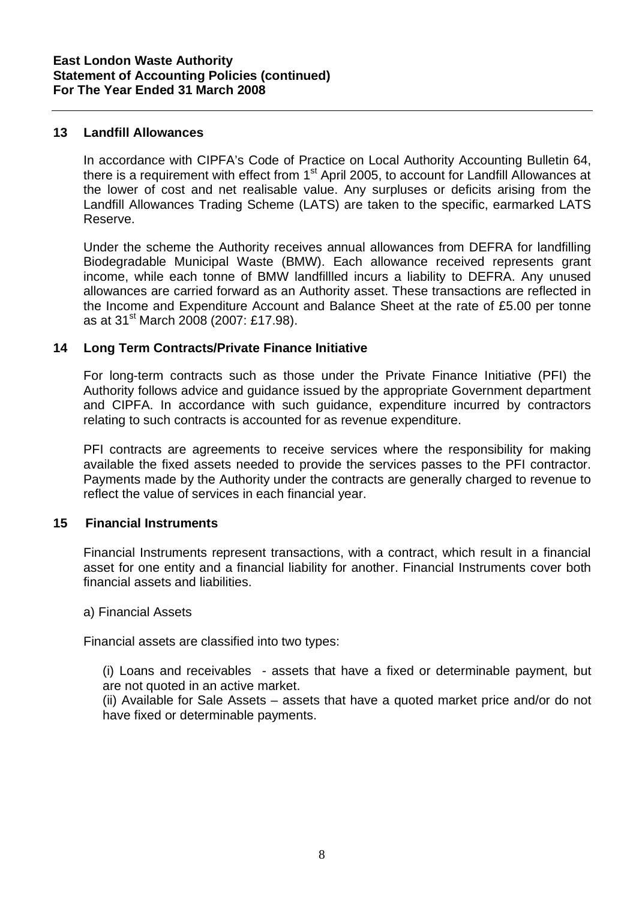**East London Waste Authority**
**Statement of Accounting Policies (continued)**
**For The Year Ended 31 March 2008**

## 13 Landfill Allowances

In accordance with CIPFA's Code of Practice on Local Authority Accounting Bulletin 64, there is a requirement with effect from 1st April 2005, to account for Landfill Allowances at the lower of cost and net realisable value. Any surpluses or deficits arising from the Landfill Allowances Trading Scheme (LATS) are taken to the specific, earmarked LATS Reserve.

Under the scheme the Authority receives annual allowances from DEFRA for landfilling Biodegradable Municipal Waste (BMW). Each allowance received represents grant income, while each tonne of BMW landfillled incurs a liability to DEFRA. Any unused allowances are carried forward as an Authority asset. These transactions are reflected in the Income and Expenditure Account and Balance Sheet at the rate of £5.00 per tonne as at 31st March 2008 (2007: £17.98).

## 14 Long Term Contracts/Private Finance Initiative

For long-term contracts such as those under the Private Finance Initiative (PFI) the Authority follows advice and guidance issued by the appropriate Government department and CIPFA. In accordance with such guidance, expenditure incurred by contractors relating to such contracts is accounted for as revenue expenditure.

PFI contracts are agreements to receive services where the responsibility for making available the fixed assets needed to provide the services passes to the PFI contractor. Payments made by the Authority under the contracts are generally charged to revenue to reflect the value of services in each financial year.

## 15 Financial Instruments

Financial Instruments represent transactions, with a contract, which result in a financial asset for one entity and a financial liability for another. Financial Instruments cover both financial assets and liabilities.

a) Financial Assets

Financial assets are classified into two types:

(i) Loans and receivables - assets that have a fixed or determinable payment, but are not quoted in an active market.
(ii) Available for Sale Assets – assets that have a quoted market price and/or do not have fixed or determinable payments.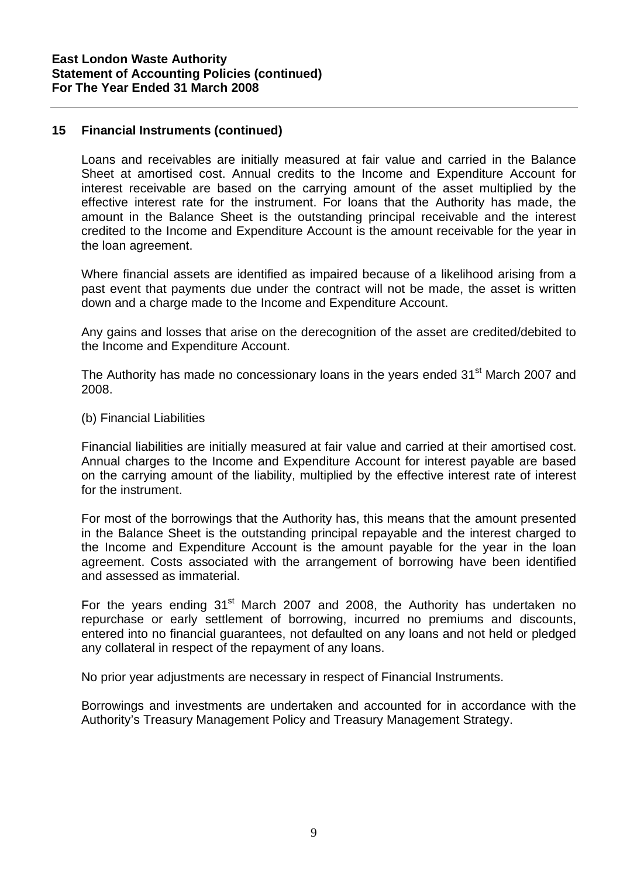## 15 Financial Instruments (continued)

Loans and receivables are initially measured at fair value and carried in the Balance Sheet at amortised cost. Annual credits to the Income and Expenditure Account for interest receivable are based on the carrying amount of the asset multiplied by the effective interest rate for the instrument. For loans that the Authority has made, the amount in the Balance Sheet is the outstanding principal receivable and the interest credited to the Income and Expenditure Account is the amount receivable for the year in the loan agreement.

Where financial assets are identified as impaired because of a likelihood arising from a past event that payments due under the contract will not be made, the asset is written down and a charge made to the Income and Expenditure Account.

Any gains and losses that arise on the derecognition of the asset are credited/debited to the Income and Expenditure Account.

The Authority has made no concessionary loans in the years ended 31st March 2007 and 2008.

(b) Financial Liabilities

Financial liabilities are initially measured at fair value and carried at their amortised cost. Annual charges to the Income and Expenditure Account for interest payable are based on the carrying amount of the liability, multiplied by the effective interest rate of interest for the instrument.

For most of the borrowings that the Authority has, this means that the amount presented in the Balance Sheet is the outstanding principal repayable and the interest charged to the Income and Expenditure Account is the amount payable for the year in the loan agreement. Costs associated with the arrangement of borrowing have been identified and assessed as immaterial.

For the years ending 31st March 2007 and 2008, the Authority has undertaken no repurchase or early settlement of borrowing, incurred no premiums and discounts, entered into no financial guarantees, not defaulted on any loans and not held or pledged any collateral in respect of the repayment of any loans.

No prior year adjustments are necessary in respect of Financial Instruments.

Borrowings and investments are undertaken and accounted for in accordance with the Authority's Treasury Management Policy and Treasury Management Strategy.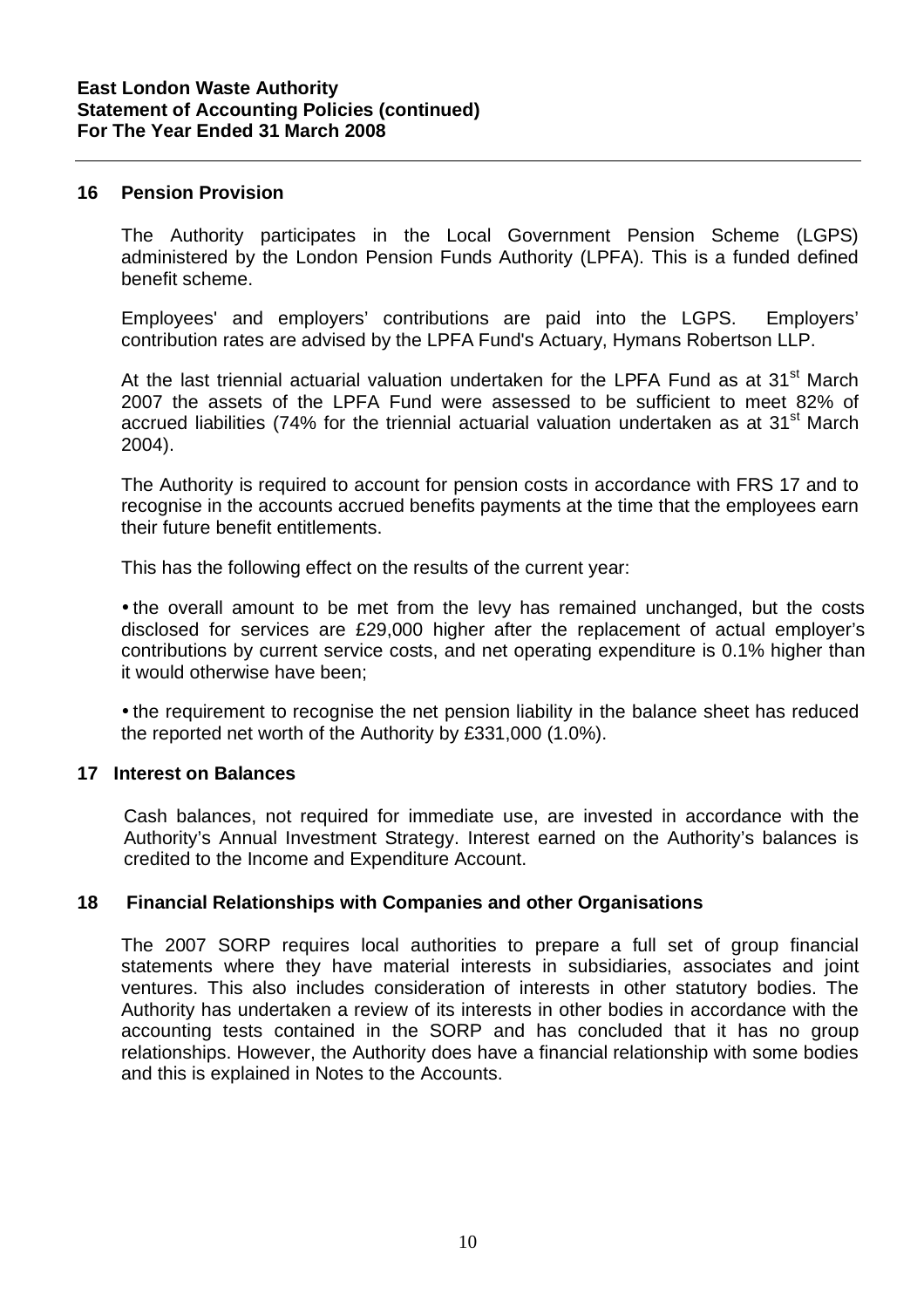**East London Waste Authority**
**Statement of Accounting Policies (continued)**
**For The Year Ended 31 March 2008**

## 16 Pension Provision

The Authority participates in the Local Government Pension Scheme (LGPS) administered by the London Pension Funds Authority (LPFA). This is a funded defined benefit scheme.

Employees' and employers' contributions are paid into the LGPS. Employers' contribution rates are advised by the LPFA Fund's Actuary, Hymans Robertson LLP.

At the last triennial actuarial valuation undertaken for the LPFA Fund as at 31st March 2007 the assets of the LPFA Fund were assessed to be sufficient to meet 82% of accrued liabilities (74% for the triennial actuarial valuation undertaken as at 31st March 2004).

The Authority is required to account for pension costs in accordance with FRS 17 and to recognise in the accounts accrued benefits payments at the time that the employees earn their future benefit entitlements.

This has the following effect on the results of the current year:

- the overall amount to be met from the levy has remained unchanged, but the costs disclosed for services are £29,000 higher after the replacement of actual employer's contributions by current service costs, and net operating expenditure is 0.1% higher than it would otherwise have been;
- the requirement to recognise the net pension liability in the balance sheet has reduced the reported net worth of the Authority by £331,000 (1.0%).

## 17 Interest on Balances

Cash balances, not required for immediate use, are invested in accordance with the Authority's Annual Investment Strategy. Interest earned on the Authority's balances is credited to the Income and Expenditure Account.

## 18 Financial Relationships with Companies and other Organisations

The 2007 SORP requires local authorities to prepare a full set of group financial statements where they have material interests in subsidiaries, associates and joint ventures. This also includes consideration of interests in other statutory bodies. The Authority has undertaken a review of its interests in other bodies in accordance with the accounting tests contained in the SORP and has concluded that it has no group relationships. However, the Authority does have a financial relationship with some bodies and this is explained in Notes to the Accounts.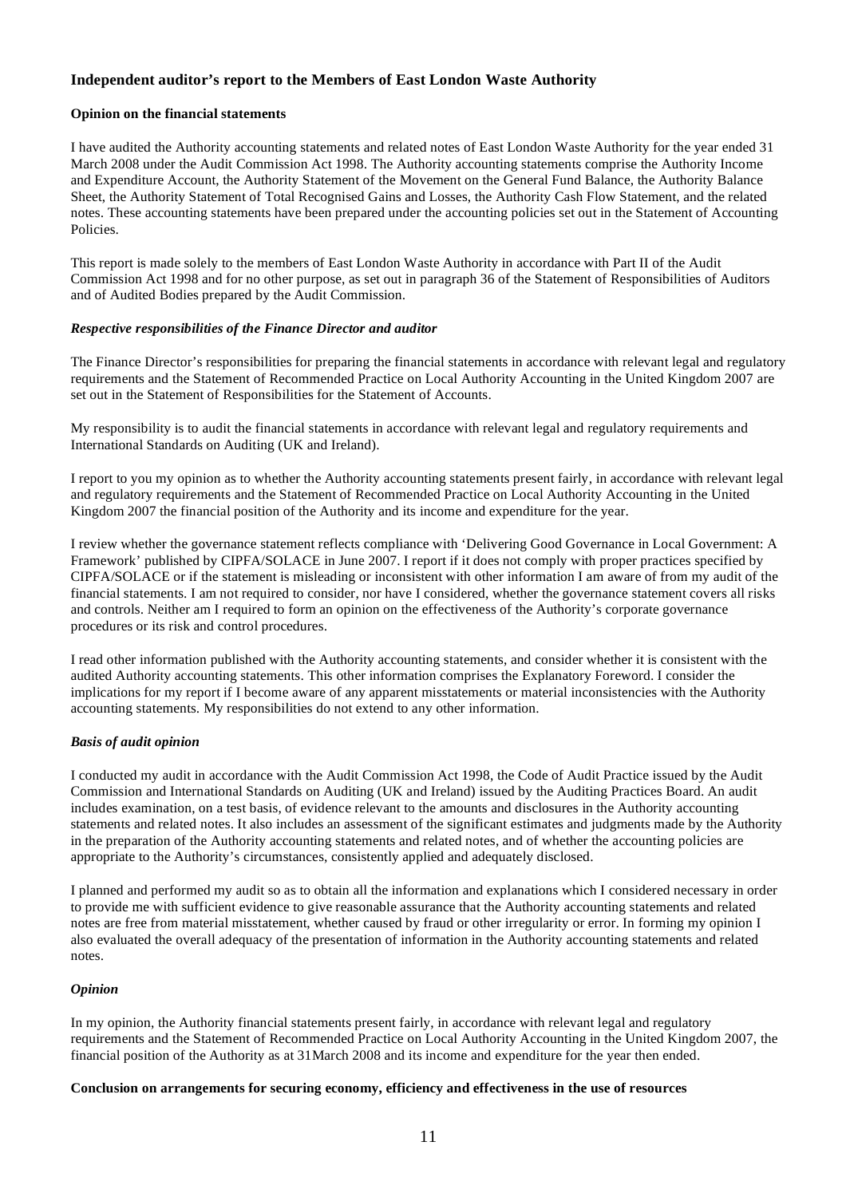## Independent auditor's report to the Members of East London Waste Authority

**Opinion on the financial statements**

I have audited the Authority accounting statements and related notes of East London Waste Authority for the year ended 31 March 2008 under the Audit Commission Act 1998. The Authority accounting statements comprise the Authority Income and Expenditure Account, the Authority Statement of the Movement on the General Fund Balance, the Authority Balance Sheet, the Authority Statement of Total Recognised Gains and Losses, the Authority Cash Flow Statement, and the related notes. These accounting statements have been prepared under the accounting policies set out in the Statement of Accounting Policies.

This report is made solely to the members of East London Waste Authority in accordance with Part II of the Audit Commission Act 1998 and for no other purpose, as set out in paragraph 36 of the Statement of Responsibilities of Auditors and of Audited Bodies prepared by the Audit Commission.

***Respective responsibilities of the Finance Director and auditor***

The Finance Director's responsibilities for preparing the financial statements in accordance with relevant legal and regulatory requirements and the Statement of Recommended Practice on Local Authority Accounting in the United Kingdom 2007 are set out in the Statement of Responsibilities for the Statement of Accounts.

My responsibility is to audit the financial statements in accordance with relevant legal and regulatory requirements and International Standards on Auditing (UK and Ireland).

I report to you my opinion as to whether the Authority accounting statements present fairly, in accordance with relevant legal and regulatory requirements and the Statement of Recommended Practice on Local Authority Accounting in the United Kingdom 2007 the financial position of the Authority and its income and expenditure for the year.

I review whether the governance statement reflects compliance with 'Delivering Good Governance in Local Government: A Framework' published by CIPFA/SOLACE in June 2007. I report if it does not comply with proper practices specified by CIPFA/SOLACE or if the statement is misleading or inconsistent with other information I am aware of from my audit of the financial statements. I am not required to consider, nor have I considered, whether the governance statement covers all risks and controls. Neither am I required to form an opinion on the effectiveness of the Authority's corporate governance procedures or its risk and control procedures.

I read other information published with the Authority accounting statements, and consider whether it is consistent with the audited Authority accounting statements. This other information comprises the Explanatory Foreword. I consider the implications for my report if I become aware of any apparent misstatements or material inconsistencies with the Authority accounting statements. My responsibilities do not extend to any other information.

***Basis of audit opinion***

I conducted my audit in accordance with the Audit Commission Act 1998, the Code of Audit Practice issued by the Audit Commission and International Standards on Auditing (UK and Ireland) issued by the Auditing Practices Board. An audit includes examination, on a test basis, of evidence relevant to the amounts and disclosures in the Authority accounting statements and related notes. It also includes an assessment of the significant estimates and judgments made by the Authority in the preparation of the Authority accounting statements and related notes, and of whether the accounting policies are appropriate to the Authority's circumstances, consistently applied and adequately disclosed.

I planned and performed my audit so as to obtain all the information and explanations which I considered necessary in order to provide me with sufficient evidence to give reasonable assurance that the Authority accounting statements and related notes are free from material misstatement, whether caused by fraud or other irregularity or error. In forming my opinion I also evaluated the overall adequacy of the presentation of information in the Authority accounting statements and related notes.

***Opinion***

In my opinion, the Authority financial statements present fairly, in accordance with relevant legal and regulatory requirements and the Statement of Recommended Practice on Local Authority Accounting in the United Kingdom 2007, the financial position of the Authority as at 31March 2008 and its income and expenditure for the year then ended.

**Conclusion on arrangements for securing economy, efficiency and effectiveness in the use of resources**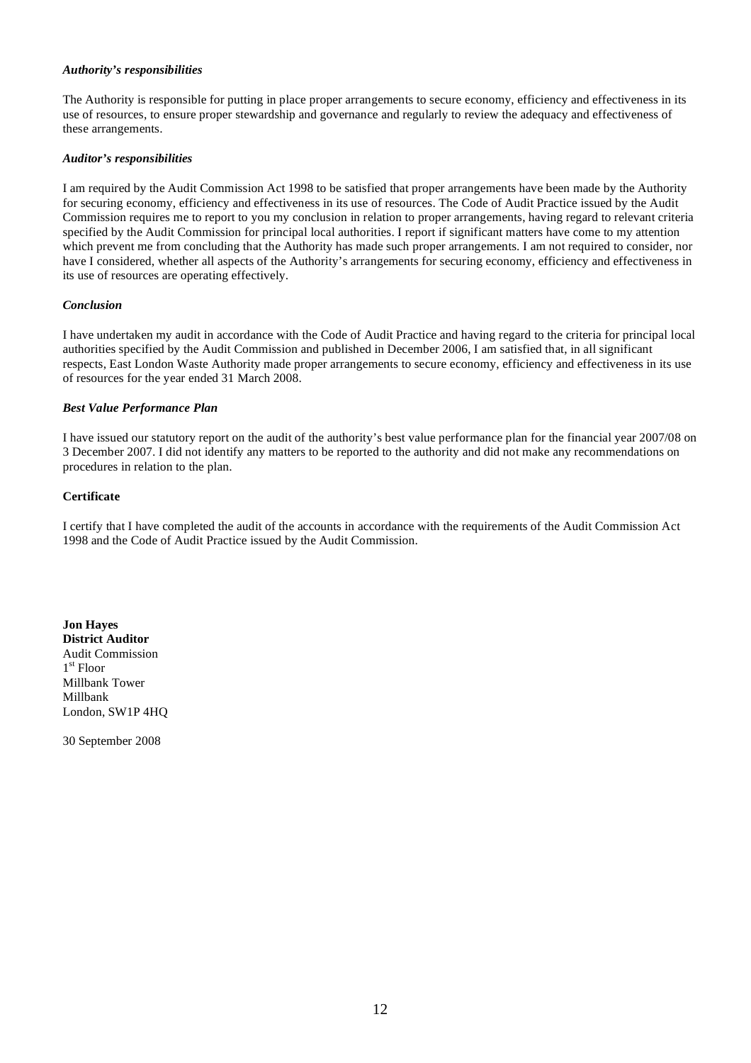***Authority's responsibilities***

The Authority is responsible for putting in place proper arrangements to secure economy, efficiency and effectiveness in its use of resources, to ensure proper stewardship and governance and regularly to review the adequacy and effectiveness of these arrangements.

***Auditor's responsibilities***

I am required by the Audit Commission Act 1998 to be satisfied that proper arrangements have been made by the Authority for securing economy, efficiency and effectiveness in its use of resources. The Code of Audit Practice issued by the Audit Commission requires me to report to you my conclusion in relation to proper arrangements, having regard to relevant criteria specified by the Audit Commission for principal local authorities. I report if significant matters have come to my attention which prevent me from concluding that the Authority has made such proper arrangements. I am not required to consider, nor have I considered, whether all aspects of the Authority's arrangements for securing economy, efficiency and effectiveness in its use of resources are operating effectively.

***Conclusion***

I have undertaken my audit in accordance with the Code of Audit Practice and having regard to the criteria for principal local authorities specified by the Audit Commission and published in December 2006, I am satisfied that, in all significant respects, East London Waste Authority made proper arrangements to secure economy, efficiency and effectiveness in its use of resources for the year ended 31 March 2008.

***Best Value Performance Plan***

I have issued our statutory report on the audit of the authority's best value performance plan for the financial year 2007/08 on 3 December 2007. I did not identify any matters to be reported to the authority and did not make any recommendations on procedures in relation to the plan.

**Certificate**

I certify that I have completed the audit of the accounts in accordance with the requirements of the Audit Commission Act 1998 and the Code of Audit Practice issued by the Audit Commission.

**Jon Hayes**
**District Auditor**
Audit Commission
1st Floor
Millbank Tower
Millbank
London, SW1P 4HQ

30 September 2008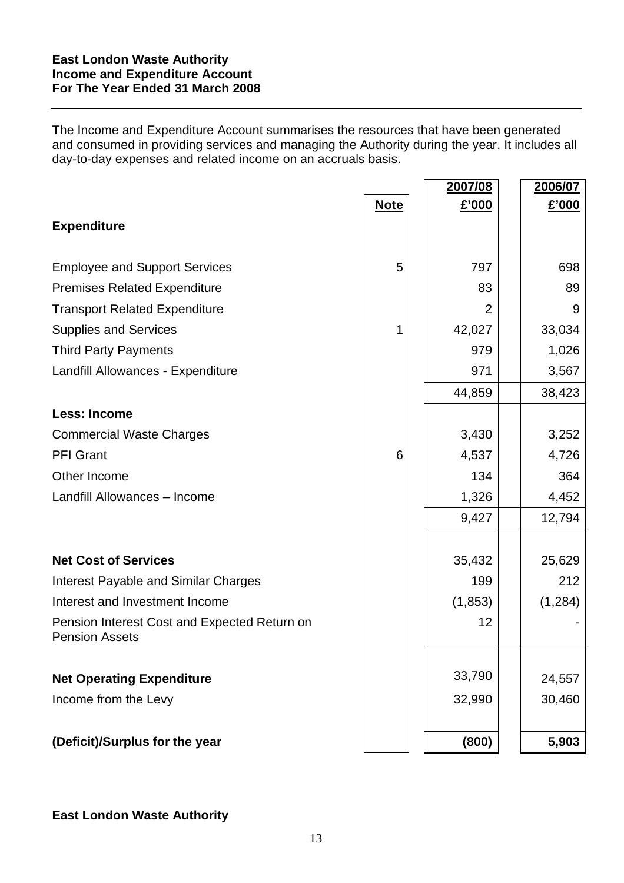**East London Waste Authority**
**Income and Expenditure Account**
**For The Year Ended 31 March 2008**

---

The Income and Expenditure Account summarises the resources that have been generated and consumed in providing services and managing the Authority during the year. It includes all day-to-day expenses and related income on an accruals basis.

| | Note | 2007/08 £'000 | 2006/07 £'000 |
|---|---|---|---|
| **Expenditure** | | | |
| Employee and Support Services | 5 | 797 | 698 |
| Premises Related Expenditure | | 83 | 89 |
| Transport Related Expenditure | | 2 | 9 |
| Supplies and Services | 1 | 42,027 | 33,034 |
| Third Party Payments | | 979 | 1,026 |
| Landfill Allowances - Expenditure | | 971 | 3,567 |
| | | 44,859 | 38,423 |
| **Less: Income** | | | |
| Commercial Waste Charges | | 3,430 | 3,252 |
| PFI Grant | 6 | 4,537 | 4,726 |
| Other Income | | 134 | 364 |
| Landfill Allowances – Income | | 1,326 | 4,452 |
| | | 9,427 | 12,794 |
| **Net Cost of Services** | | 35,432 | 25,629 |
| Interest Payable and Similar Charges | | 199 | 212 |
| Interest and Investment Income | | (1,853) | (1,284) |
| Pension Interest Cost and Expected Return on Pension Assets | | 12 | - |
| **Net Operating Expenditure** | | 33,790 | 24,557 |
| Income from the Levy | | 32,990 | 30,460 |
| **(Deficit)/Surplus for the year** | | **(800)** | **5,903** |

**East London Waste Authority**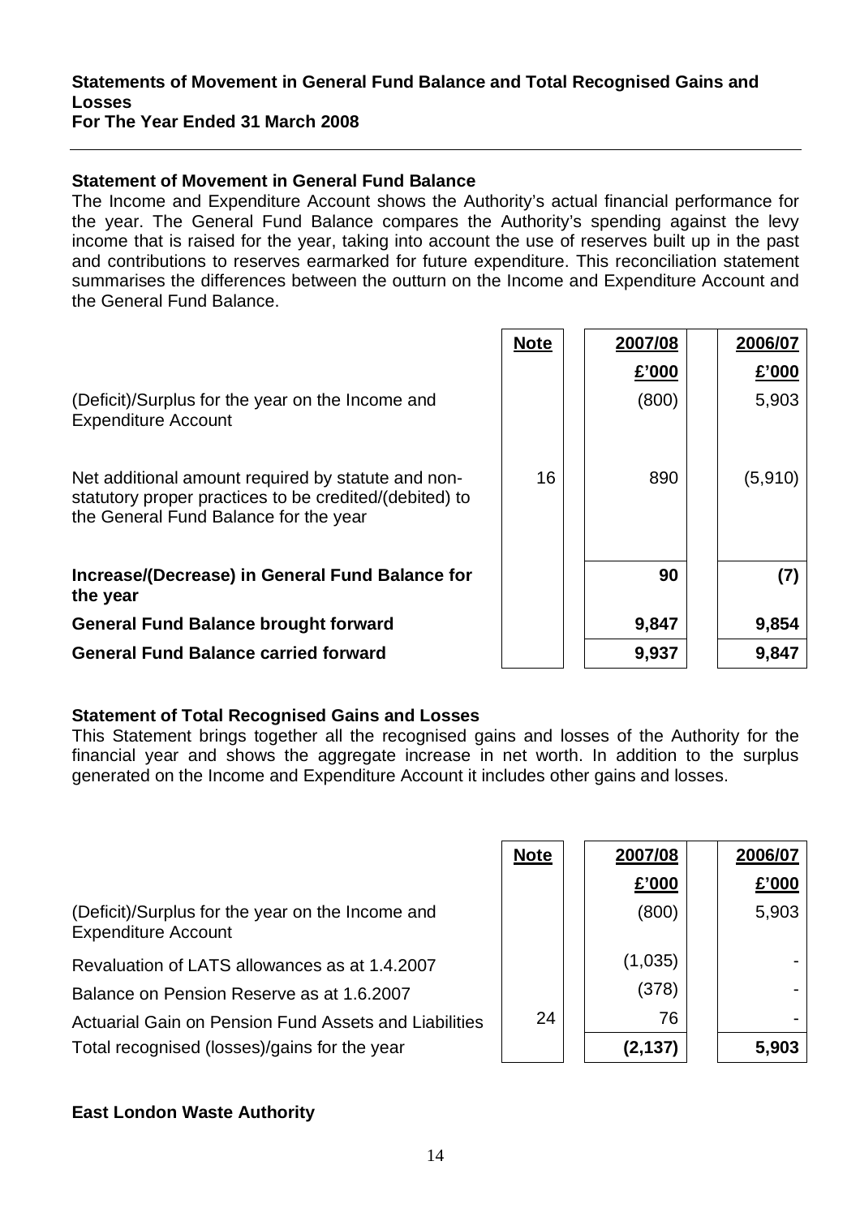# Statements of Movement in General Fund Balance and Total Recognised Gains and Losses

**For The Year Ended 31 March 2008**

## Statement of Movement in General Fund Balance

The Income and Expenditure Account shows the Authority's actual financial performance for the year. The General Fund Balance compares the Authority's spending against the levy income that is raised for the year, taking into account the use of reserves built up in the past and contributions to reserves earmarked for future expenditure. This reconciliation statement summarises the differences between the outturn on the Income and Expenditure Account and the General Fund Balance.

| | Note | 2007/08 | 2006/07 |
|---|---|---|---|
| | | £'000 | £'000 |
| (Deficit)/Surplus for the year on the Income and Expenditure Account | | (800) | 5,903 |
| Net additional amount required by statute and non-statutory proper practices to be credited/(debited) to the General Fund Balance for the year | 16 | 890 | (5,910) |
| **Increase/(Decrease) in General Fund Balance for the year** | | **90** | **(7)** |
| **General Fund Balance brought forward** | | **9,847** | **9,854** |
| **General Fund Balance carried forward** | | **9,937** | **9,847** |

## Statement of Total Recognised Gains and Losses

This Statement brings together all the recognised gains and losses of the Authority for the financial year and shows the aggregate increase in net worth. In addition to the surplus generated on the Income and Expenditure Account it includes other gains and losses.

| | Note | 2007/08 | 2006/07 |
|---|---|---|---|
| | | £'000 | £'000 |
| (Deficit)/Surplus for the year on the Income and Expenditure Account | | (800) | 5,903 |
| Revaluation of LATS allowances as at 1.4.2007 | | (1,035) | - |
| Balance on Pension Reserve as at 1.6.2007 | | (378) | - |
| Actuarial Gain on Pension Fund Assets and Liabilities | 24 | 76 | - |
| Total recognised (losses)/gains for the year | | **(2,137)** | **5,903** |

**East London Waste Authority**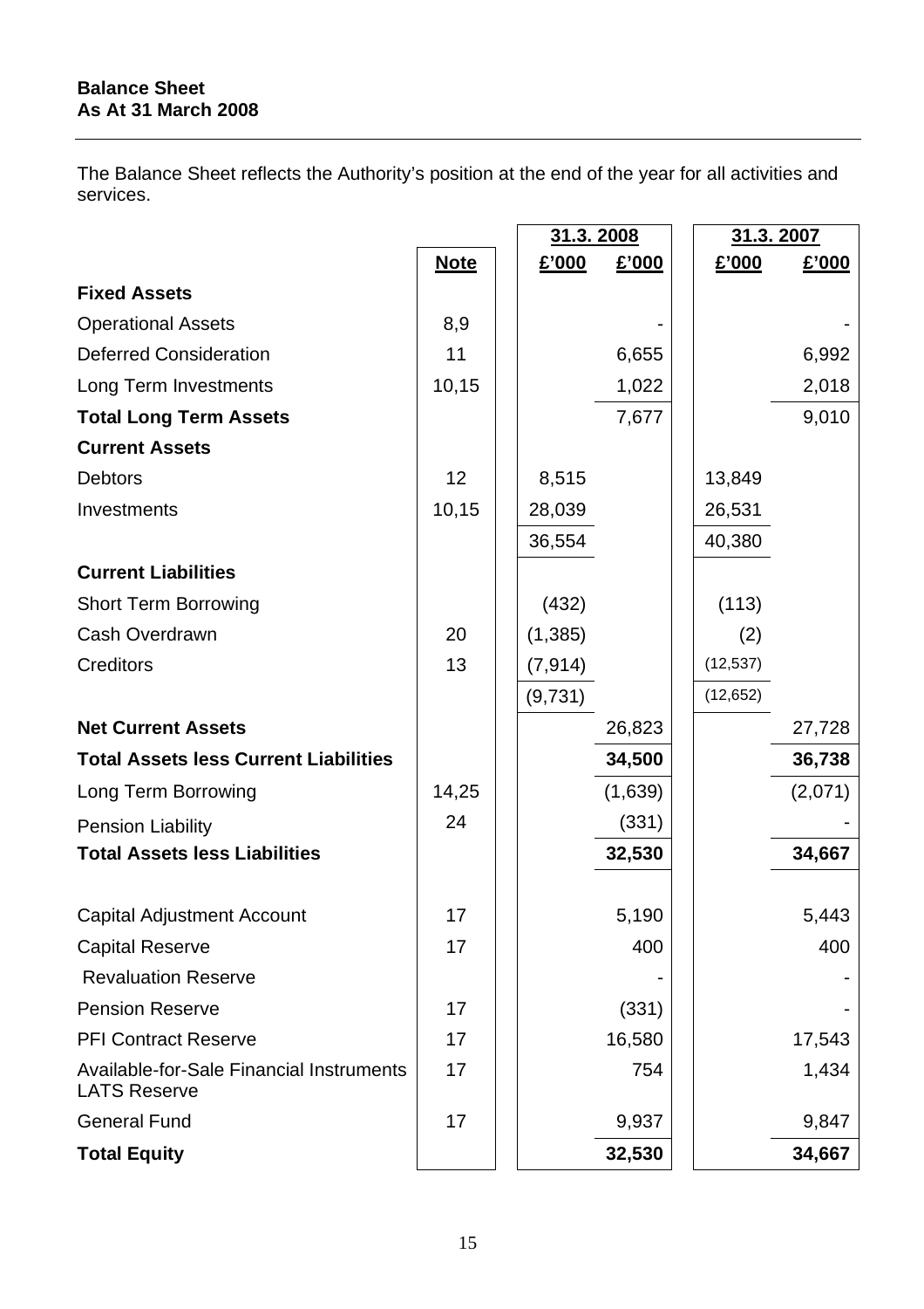## Balance Sheet
## As At 31 March 2008

The Balance Sheet reflects the Authority's position at the end of the year for all activities and services.

| | | 31.3. 2008 | | 31.3. 2007 | |
|---|---|---|---|---|---|
| | **Note** | **£'000** | **£'000** | **£'000** | **£'000** |
| **Fixed Assets** | | | | | |
| Operational Assets | 8,9 | | - | | - |
| Deferred Consideration | 11 | | 6,655 | | 6,992 |
| Long Term Investments | 10,15 | | 1,022 | | 2,018 |
| **Total Long Term Assets** | | | 7,677 | | 9,010 |
| **Current Assets** | | | | | |
| Debtors | 12 | 8,515 | | 13,849 | |
| Investments | 10,15 | 28,039 | | 26,531 | |
| | | 36,554 | | 40,380 | |
| **Current Liabilities** | | | | | |
| Short Term Borrowing | | (432) | | (113) | |
| Cash Overdrawn | 20 | (1,385) | | (2) | |
| Creditors | 13 | (7,914) | | (12,537) | |
| | | (9,731) | | (12,652) | |
| **Net Current Assets** | | | 26,823 | | 27,728 |
| **Total Assets less Current Liabilities** | | | **34,500** | | **36,738** |
| Long Term Borrowing | 14,25 | | (1,639) | | (2,071) |
| Pension Liability | 24 | | (331) | | - |
| **Total Assets less Liabilities** | | | **32,530** | | **34,667** |
| | | | | | |
| Capital Adjustment Account | 17 | | 5,190 | | 5,443 |
| Capital Reserve | 17 | | 400 | | 400 |
| Revaluation Reserve | | | - | | - |
| Pension Reserve | 17 | | (331) | | - |
| PFI Contract Reserve | 17 | | 16,580 | | 17,543 |
| Available-for-Sale Financial Instruments LATS Reserve | 17 | | 754 | | 1,434 |
| General Fund | 17 | | 9,937 | | 9,847 |
| **Total Equity** | | | **32,530** | | **34,667** |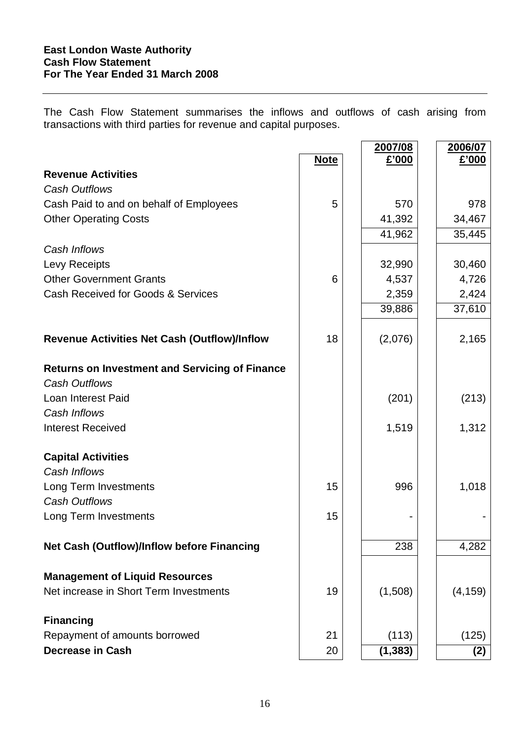**East London Waste Authority**
**Cash Flow Statement**
**For The Year Ended 31 March 2008**

---

The Cash Flow Statement summarises the inflows and outflows of cash arising from transactions with third parties for revenue and capital purposes.

| | Note | 2007/08 £'000 | 2006/07 £'000 |
|---|---|---|---|
| **Revenue Activities** | | | |
| *Cash Outflows* | | | |
| Cash Paid to and on behalf of Employees | 5 | 570 | 978 |
| Other Operating Costs | | 41,392 | 34,467 |
| | | 41,962 | 35,445 |
| *Cash Inflows* | | | |
| Levy Receipts | | 32,990 | 30,460 |
| Other Government Grants | 6 | 4,537 | 4,726 |
| Cash Received for Goods & Services | | 2,359 | 2,424 |
| | | 39,886 | 37,610 |
| **Revenue Activities Net Cash (Outflow)/Inflow** | 18 | (2,076) | 2,165 |
| **Returns on Investment and Servicing of Finance** | | | |
| *Cash Outflows* | | | |
| Loan Interest Paid | | (201) | (213) |
| *Cash Inflows* | | | |
| Interest Received | | 1,519 | 1,312 |
| **Capital Activities** | | | |
| *Cash Inflows* | | | |
| Long Term Investments | 15 | 996 | 1,018 |
| *Cash Outflows* | | | |
| Long Term Investments | 15 | - | - |
| **Net Cash (Outflow)/Inflow before Financing** | | 238 | 4,282 |
| **Management of Liquid Resources** | | | |
| Net increase in Short Term Investments | 19 | (1,508) | (4,159) |
| **Financing** | | | |
| Repayment of amounts borrowed | 21 | (113) | (125) |
| **Decrease in Cash** | 20 | **(1,383)** | **(2)** |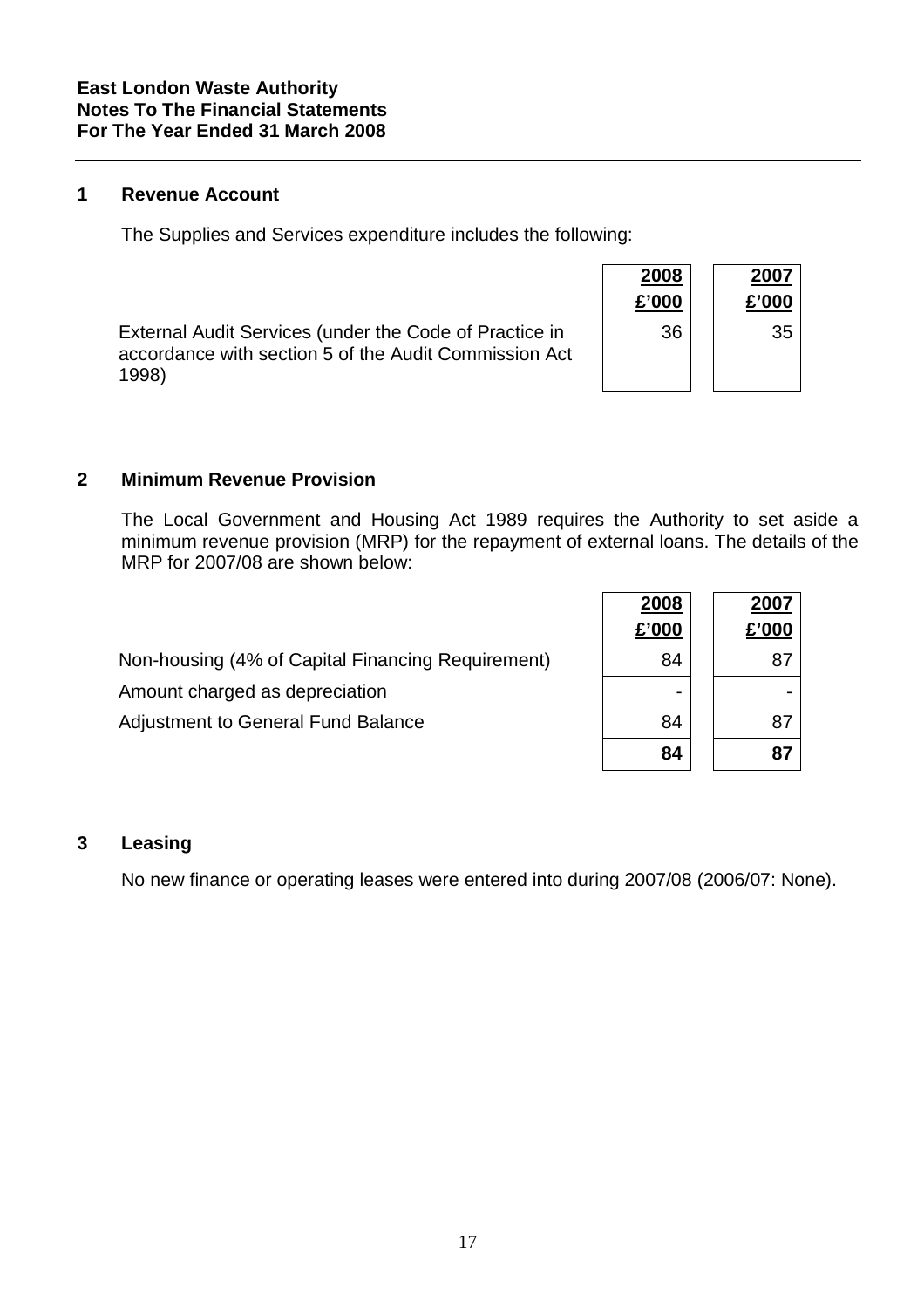**East London Waste Authority**
**Notes To The Financial Statements**
**For The Year Ended 31 March 2008**

## 1 Revenue Account

The Supplies and Services expenditure includes the following:

| | 2008 £'000 | 2007 £'000 |
|---|---|---|
| External Audit Services (under the Code of Practice in accordance with section 5 of the Audit Commission Act 1998) | 36 | 35 |

## 2 Minimum Revenue Provision

The Local Government and Housing Act 1989 requires the Authority to set aside a minimum revenue provision (MRP) for the repayment of external loans. The details of the MRP for 2007/08 are shown below:

| | 2008 £'000 | 2007 £'000 |
|---|---|---|
| Non-housing (4% of Capital Financing Requirement) | 84 | 87 |
| Amount charged as depreciation | - | - |
| Adjustment to General Fund Balance | 84 | 87 |
| | **84** | **87** |

## 3 Leasing

No new finance or operating leases were entered into during 2007/08 (2006/07: None).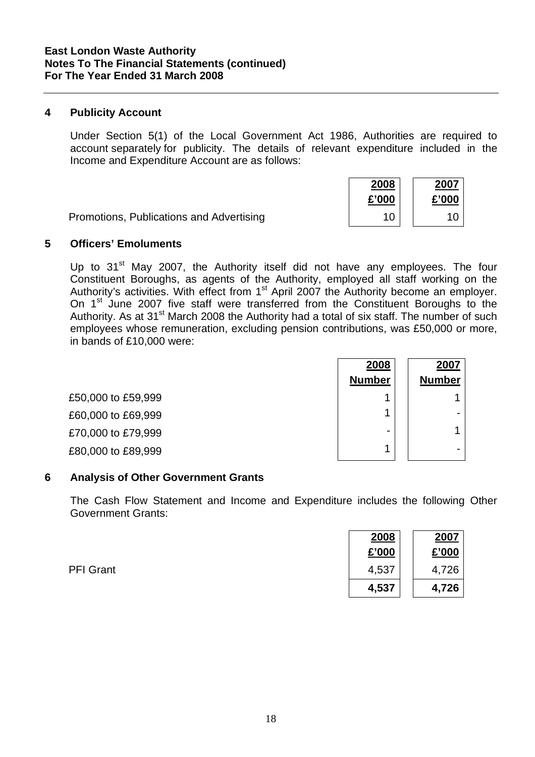**East London Waste Authority**
**Notes To The Financial Statements (continued)**
**For The Year Ended 31 March 2008**

## 4 Publicity Account

Under Section 5(1) of the Local Government Act 1986, Authorities are required to account separately for publicity. The details of relevant expenditure included in the Income and Expenditure Account are as follows:

| | 2008 | 2007 |
|---|---|---|
| | £'000 | £'000 |
| Promotions, Publications and Advertising | 10 | 10 |

## 5 Officers' Emoluments

Up to 31st May 2007, the Authority itself did not have any employees. The four Constituent Boroughs, as agents of the Authority, employed all staff working on the Authority's activities. With effect from 1st April 2007 the Authority become an employer. On 1st June 2007 five staff were transferred from the Constituent Boroughs to the Authority. As at 31st March 2008 the Authority had a total of six staff. The number of such employees whose remuneration, excluding pension contributions, was £50,000 or more, in bands of £10,000 were:

| | 2008 | 2007 |
|---|---|---|
| | Number | Number |
| £50,000 to £59,999 | 1 | 1 |
| £60,000 to £69,999 | 1 | - |
| £70,000 to £79,999 | - | 1 |
| £80,000 to £89,999 | 1 | - |

## 6 Analysis of Other Government Grants

The Cash Flow Statement and Income and Expenditure includes the following Other Government Grants:

| | 2008 | 2007 |
|---|---|---|
| | £'000 | £'000 |
| PFI Grant | 4,537 | 4,726 |
| | **4,537** | **4,726** |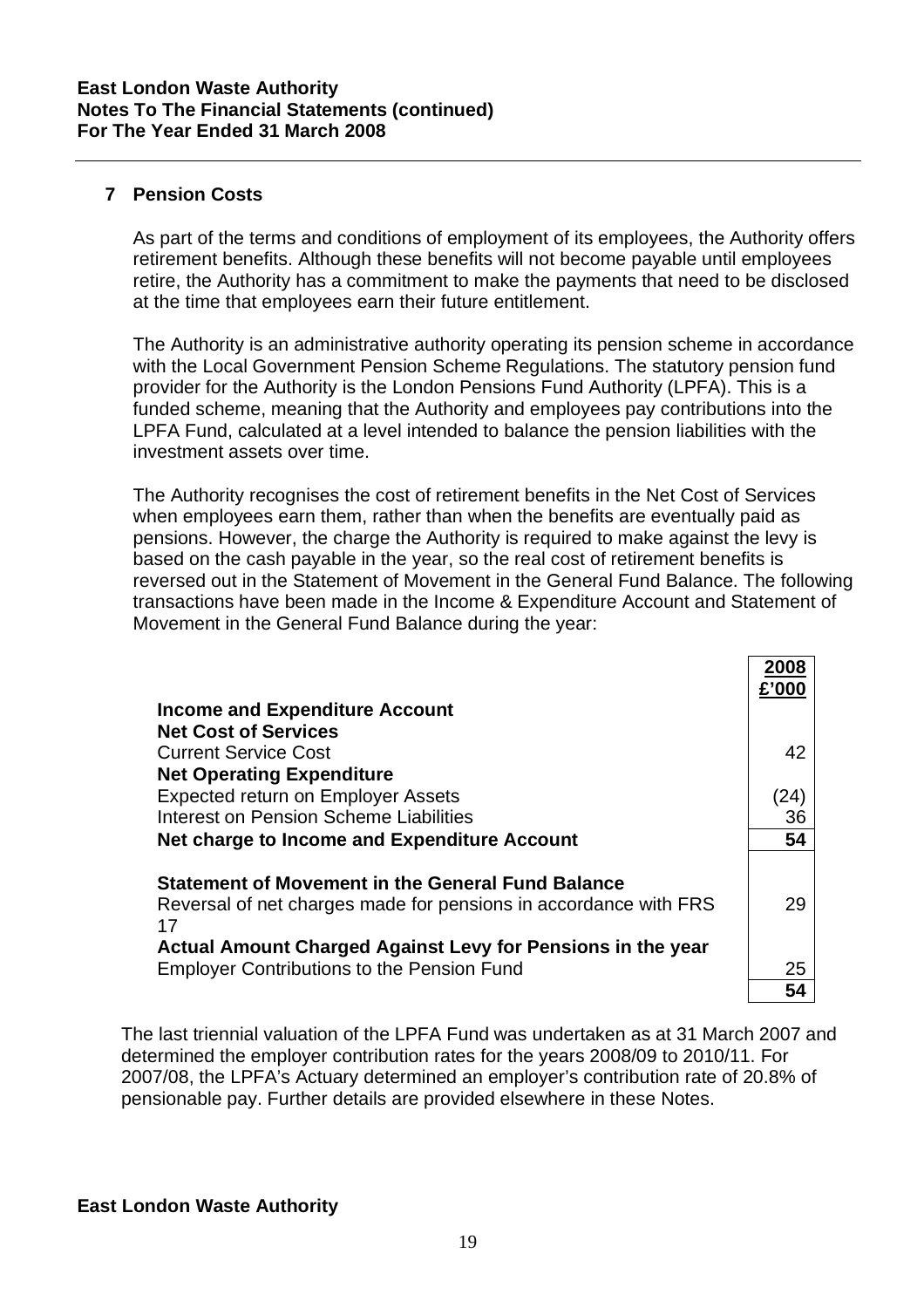**East London Waste Authority**
**Notes To The Financial Statements (continued)**
**For The Year Ended 31 March 2008**

## 7 Pension Costs

As part of the terms and conditions of employment of its employees, the Authority offers retirement benefits. Although these benefits will not become payable until employees retire, the Authority has a commitment to make the payments that need to be disclosed at the time that employees earn their future entitlement.

The Authority is an administrative authority operating its pension scheme in accordance with the Local Government Pension Scheme Regulations. The statutory pension fund provider for the Authority is the London Pensions Fund Authority (LPFA). This is a funded scheme, meaning that the Authority and employees pay contributions into the LPFA Fund, calculated at a level intended to balance the pension liabilities with the investment assets over time.

The Authority recognises the cost of retirement benefits in the Net Cost of Services when employees earn them, rather than when the benefits are eventually paid as pensions. However, the charge the Authority is required to make against the levy is based on the cash payable in the year, so the real cost of retirement benefits is reversed out in the Statement of Movement in the General Fund Balance. The following transactions have been made in the Income & Expenditure Account and Statement of Movement in the General Fund Balance during the year:

| | 2008<br>£'000 |
|---|---|
| **Income and Expenditure Account** | |
| **Net Cost of Services** | |
| Current Service Cost | 42 |
| **Net Operating Expenditure** | |
| Expected return on Employer Assets | (24) |
| Interest on Pension Scheme Liabilities | 36 |
| **Net charge to Income and Expenditure Account** | **54** |
| **Statement of Movement in the General Fund Balance** | |
| Reversal of net charges made for pensions in accordance with FRS 17 | 29 |
| **Actual Amount Charged Against Levy for Pensions in the year** | |
| Employer Contributions to the Pension Fund | 25 |
| | **54** |

The last triennial valuation of the LPFA Fund was undertaken as at 31 March 2007 and determined the employer contribution rates for the years 2008/09 to 2010/11. For 2007/08, the LPFA's Actuary determined an employer's contribution rate of 20.8% of pensionable pay. Further details are provided elsewhere in these Notes.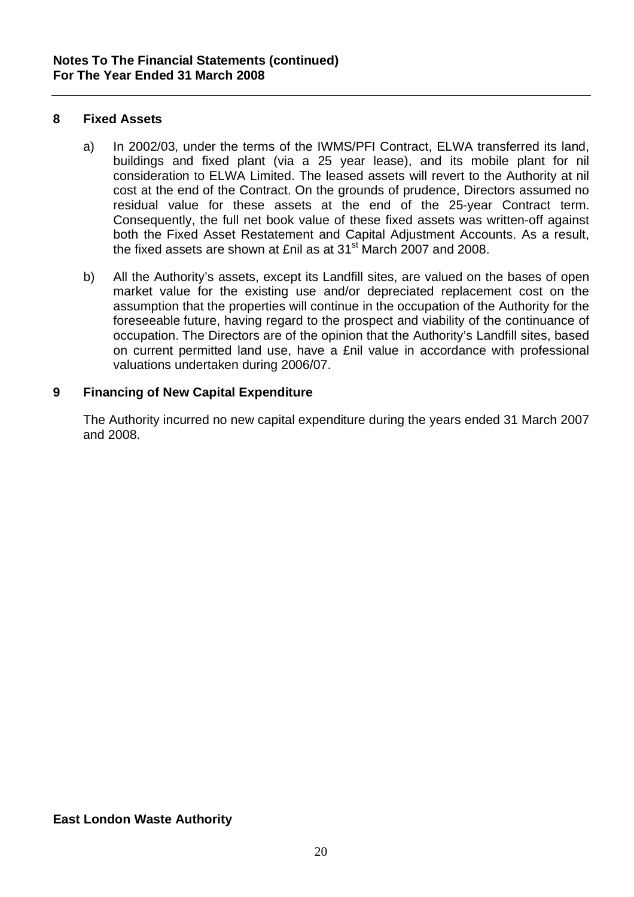## 8 Fixed Assets

a) In 2002/03, under the terms of the IWMS/PFI Contract, ELWA transferred its land, buildings and fixed plant (via a 25 year lease), and its mobile plant for nil consideration to ELWA Limited. The leased assets will revert to the Authority at nil cost at the end of the Contract. On the grounds of prudence, Directors assumed no residual value for these assets at the end of the 25-year Contract term. Consequently, the full net book value of these fixed assets was written-off against both the Fixed Asset Restatement and Capital Adjustment Accounts. As a result, the fixed assets are shown at £nil as at 31st March 2007 and 2008.

b) All the Authority's assets, except its Landfill sites, are valued on the bases of open market value for the existing use and/or depreciated replacement cost on the assumption that the properties will continue in the occupation of the Authority for the foreseeable future, having regard to the prospect and viability of the continuance of occupation. The Directors are of the opinion that the Authority's Landfill sites, based on current permitted land use, have a £nil value in accordance with professional valuations undertaken during 2006/07.

## 9 Financing of New Capital Expenditure

The Authority incurred no new capital expenditure during the years ended 31 March 2007 and 2008.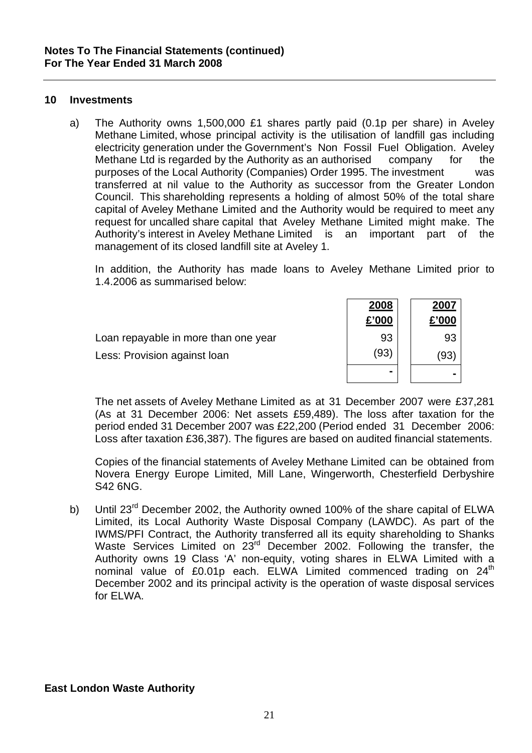**Notes To The Financial Statements (continued)**
**For The Year Ended 31 March 2008**

## 10 Investments

a) The Authority owns 1,500,000 £1 shares partly paid (0.1p per share) in Aveley Methane Limited, whose principal activity is the utilisation of landfill gas including electricity generation under the Government's Non Fossil Fuel Obligation. Aveley Methane Ltd is regarded by the Authority as an authorised company for the purposes of the Local Authority (Companies) Order 1995. The investment was transferred at nil value to the Authority as successor from the Greater London Council. This shareholding represents a holding of almost 50% of the total share capital of Aveley Methane Limited and the Authority would be required to meet any request for uncalled share capital that Aveley Methane Limited might make. The Authority's interest in Aveley Methane Limited is an important part of the management of its closed landfill site at Aveley 1.

In addition, the Authority has made loans to Aveley Methane Limited prior to 1.4.2006 as summarised below:

| | 2008<br>£'000 | 2007<br>£'000 |
|---|---|---|
| Loan repayable in more than one year | 93 | 93 |
| Less: Provision against loan | (93) | (93) |
| | - | - |

The net assets of Aveley Methane Limited as at 31 December 2007 were £37,281 (As at 31 December 2006: Net assets £59,489). The loss after taxation for the period ended 31 December 2007 was £22,200 (Period ended 31 December 2006: Loss after taxation £36,387). The figures are based on audited financial statements.

Copies of the financial statements of Aveley Methane Limited can be obtained from Novera Energy Europe Limited, Mill Lane, Wingerworth, Chesterfield Derbyshire S42 6NG.

b) Until 23rd December 2002, the Authority owned 100% of the share capital of ELWA Limited, its Local Authority Waste Disposal Company (LAWDC). As part of the IWMS/PFI Contract, the Authority transferred all its equity shareholding to Shanks Waste Services Limited on 23rd December 2002. Following the transfer, the Authority owns 19 Class 'A' non-equity, voting shares in ELWA Limited with a nominal value of £0.01p each. ELWA Limited commenced trading on 24th December 2002 and its principal activity is the operation of waste disposal services for ELWA.

**East London Waste Authority**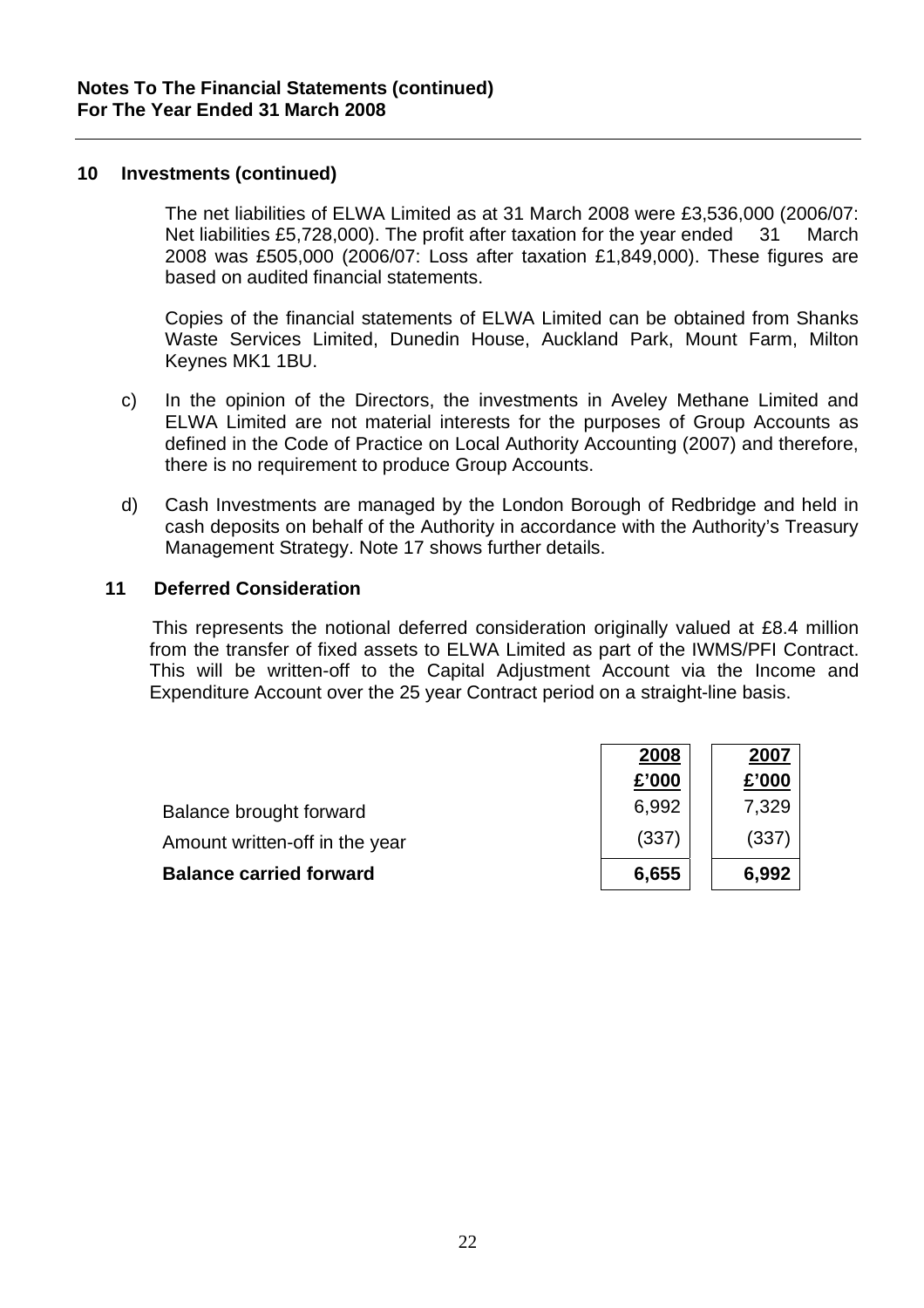**Notes To The Financial Statements (continued)**
**For The Year Ended 31 March 2008**

## 10 Investments (continued)

The net liabilities of ELWA Limited as at 31 March 2008 were £3,536,000 (2006/07: Net liabilities £5,728,000). The profit after taxation for the year ended 31 March 2008 was £505,000 (2006/07: Loss after taxation £1,849,000). These figures are based on audited financial statements.

Copies of the financial statements of ELWA Limited can be obtained from Shanks Waste Services Limited, Dunedin House, Auckland Park, Mount Farm, Milton Keynes MK1 1BU.

c) In the opinion of the Directors, the investments in Aveley Methane Limited and ELWA Limited are not material interests for the purposes of Group Accounts as defined in the Code of Practice on Local Authority Accounting (2007) and therefore, there is no requirement to produce Group Accounts.

d) Cash Investments are managed by the London Borough of Redbridge and held in cash deposits on behalf of the Authority in accordance with the Authority's Treasury Management Strategy. Note 17 shows further details.

## 11 Deferred Consideration

This represents the notional deferred consideration originally valued at £8.4 million from the transfer of fixed assets to ELWA Limited as part of the IWMS/PFI Contract. This will be written-off to the Capital Adjustment Account via the Income and Expenditure Account over the 25 year Contract period on a straight-line basis.

| | 2008<br>£'000 | 2007<br>£'000 |
|---|---|---|
| Balance brought forward | 6,992 | 7,329 |
| Amount written-off in the year | (337) | (337) |
| **Balance carried forward** | **6,655** | **6,992** |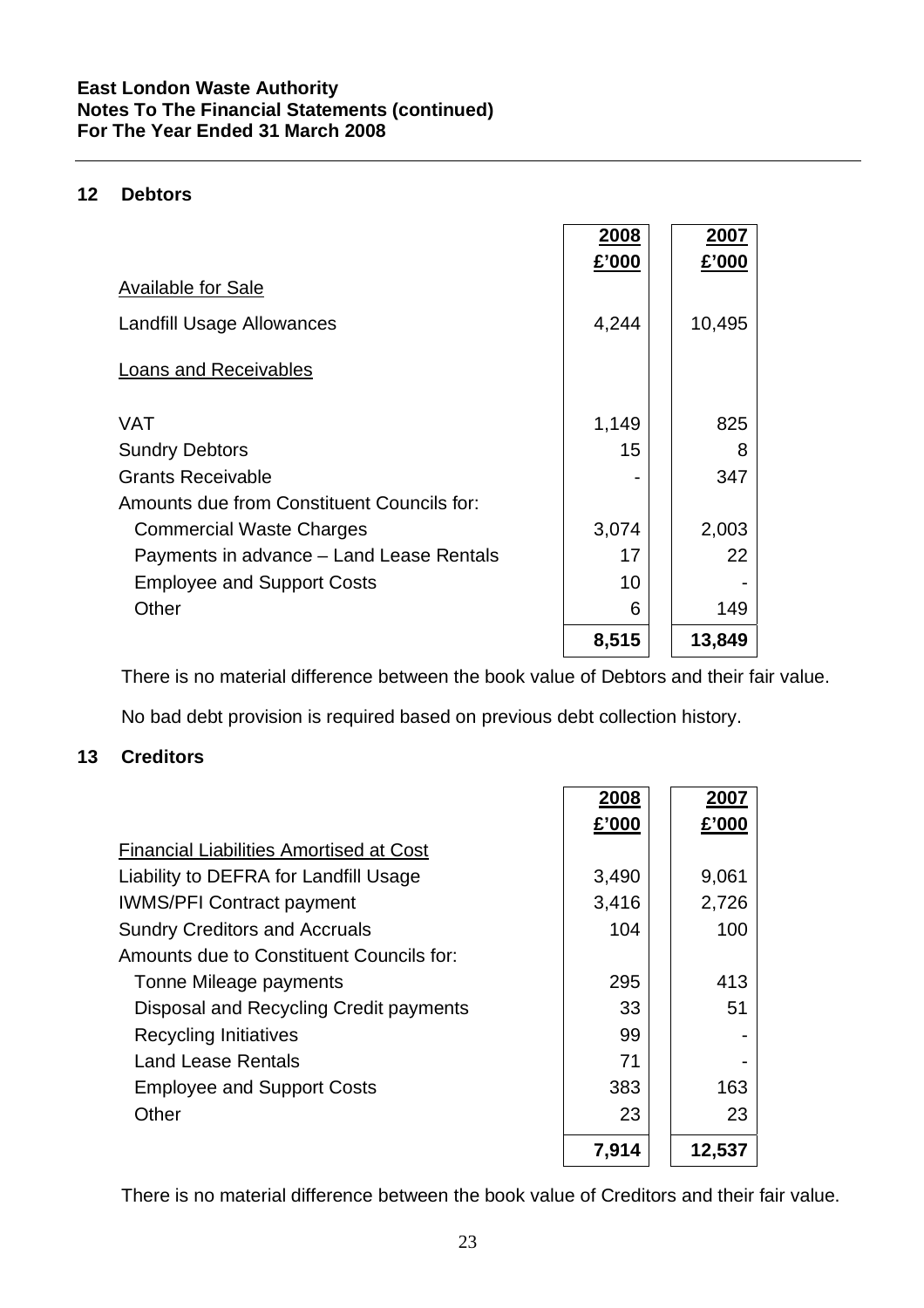## 12 Debtors

| | 2008 £'000 | 2007 £'000 |
|---|---|---|
| Available for Sale | | |
| Landfill Usage Allowances | 4,244 | 10,495 |
| Loans and Receivables | | |
| VAT | 1,149 | 825 |
| Sundry Debtors | 15 | 8 |
| Grants Receivable | - | 347 |
| Amounts due from Constituent Councils for: | | |
| Commercial Waste Charges | 3,074 | 2,003 |
| Payments in advance – Land Lease Rentals | 17 | 22 |
| Employee and Support Costs | 10 | - |
| Other | 6 | 149 |
| | **8,515** | **13,849** |

There is no material difference between the book value of Debtors and their fair value.

No bad debt provision is required based on previous debt collection history.

## 13 Creditors

| | 2008 £'000 | 2007 £'000 |
|---|---|---|
| Financial Liabilities Amortised at Cost | | |
| Liability to DEFRA for Landfill Usage | 3,490 | 9,061 |
| IWMS/PFI Contract payment | 3,416 | 2,726 |
| Sundry Creditors and Accruals | 104 | 100 |
| Amounts due to Constituent Councils for: | | |
| Tonne Mileage payments | 295 | 413 |
| Disposal and Recycling Credit payments | 33 | 51 |
| Recycling Initiatives | 99 | - |
| Land Lease Rentals | 71 | - |
| Employee and Support Costs | 383 | 163 |
| Other | 23 | 23 |
| | **7,914** | **12,537** |

There is no material difference between the book value of Creditors and their fair value.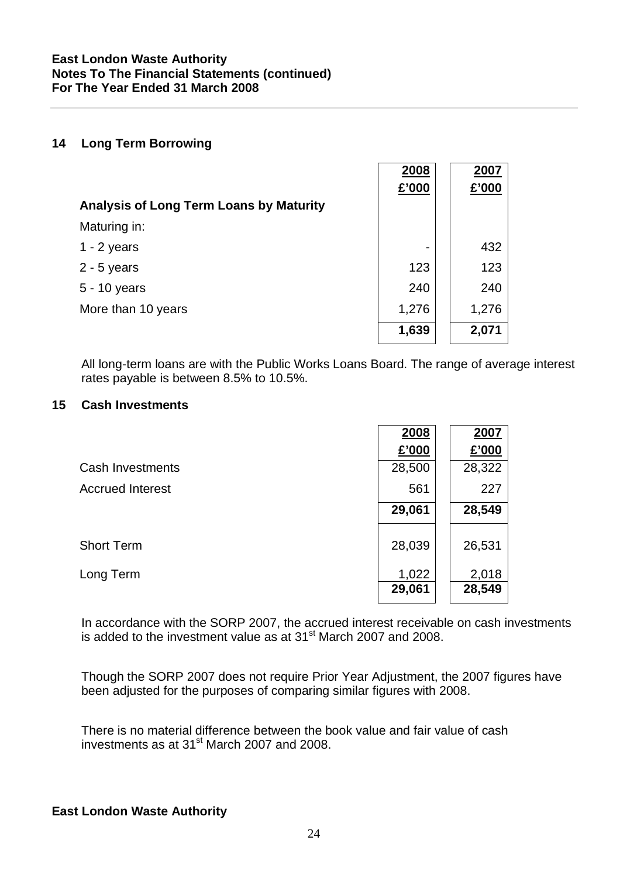**East London Waste Authority**
**Notes To The Financial Statements (continued)**
**For The Year Ended 31 March 2008**

## 14 Long Term Borrowing

| | 2008<br>£'000 | 2007<br>£'000 |
|---|---|---|
| **Analysis of Long Term Loans by Maturity** | | |
| Maturing in: | | |
| 1 - 2 years | - | 432 |
| 2 - 5 years | 123 | 123 |
| 5 - 10 years | 240 | 240 |
| More than 10 years | 1,276 | 1,276 |
| | **1,639** | **2,071** |

All long-term loans are with the Public Works Loans Board. The range of average interest rates payable is between 8.5% to 10.5%.

## 15 Cash Investments

| | 2008<br>£'000 | 2007<br>£'000 |
|---|---|---|
| Cash Investments | 28,500 | 28,322 |
| Accrued Interest | 561 | 227 |
| | **29,061** | **28,549** |
| Short Term | 28,039 | 26,531 |
| Long Term | 1,022 | 2,018 |
| | **29,061** | **28,549** |

In accordance with the SORP 2007, the accrued interest receivable on cash investments is added to the investment value as at 31st March 2007 and 2008.

Though the SORP 2007 does not require Prior Year Adjustment, the 2007 figures have been adjusted for the purposes of comparing similar figures with 2008.

There is no material difference between the book value and fair value of cash investments as at 31st March 2007 and 2008.

**East London Waste Authority**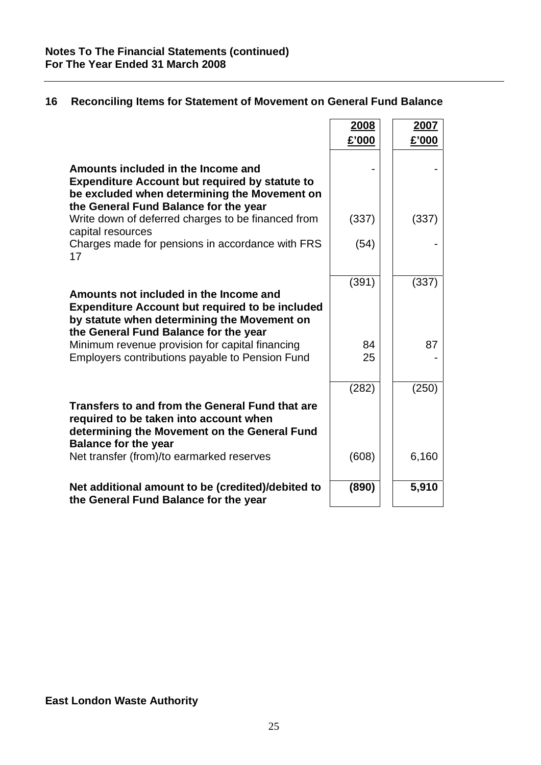**Notes To The Financial Statements (continued)**
**For The Year Ended 31 March 2008**

## 16 Reconciling Items for Statement of Movement on General Fund Balance

| | 2008 £'000 | 2007 £'000 |
|---|---|---|
| **Amounts included in the Income and Expenditure Account but required by statute to be excluded when determining the Movement on the General Fund Balance for the year** | - | - |
| Write down of deferred charges to be financed from capital resources | (337) | (337) |
| Charges made for pensions in accordance with FRS 17 | (54) | - |
| | (391) | (337) |
| **Amounts not included in the Income and Expenditure Account but required to be included by statute when determining the Movement on the General Fund Balance for the year** | | |
| Minimum revenue provision for capital financing | 84 | 87 |
| Employers contributions payable to Pension Fund | 25 | - |
| | (282) | (250) |
| **Transfers to and from the General Fund that are required to be taken into account when determining the Movement on the General Fund Balance for the year** | | |
| Net transfer (from)/to earmarked reserves | (608) | 6,160 |
| **Net additional amount to be (credited)/debited to the General Fund Balance for the year** | **(890)** | **5,910** |

**East London Waste Authority**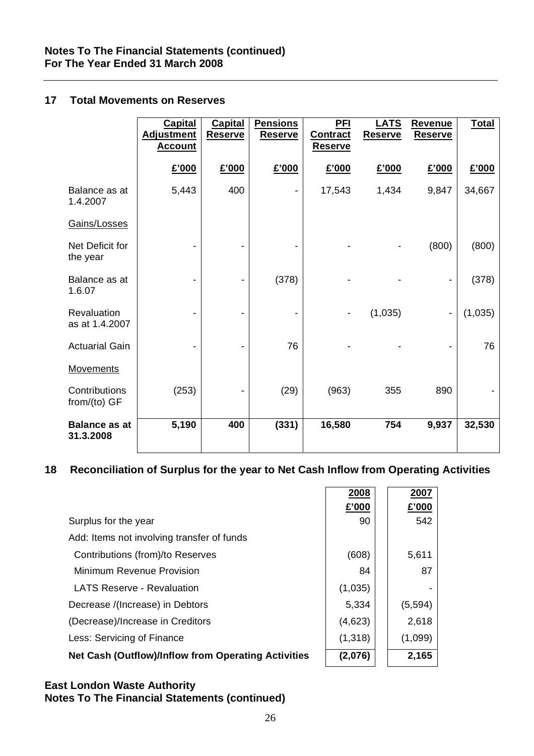**Notes To The Financial Statements (continued)**
**For The Year Ended 31 March 2008**

## 17 Total Movements on Reserves

| | Capital Adjustment Account | Capital Reserve | Pensions Reserve | PFI Contract Reserve | LATS Reserve | Revenue Reserve | Total |
|---|---|---|---|---|---|---|---|
| | £'000 | £'000 | £'000 | £'000 | £'000 | £'000 | £'000 |
| Balance as at 1.4.2007 | 5,443 | 400 | - | 17,543 | 1,434 | 9,847 | 34,667 |
| Gains/Losses | | | | | | | |
| Net Deficit for the year | - | - | - | - | - | (800) | (800) |
| Balance as at 1.6.07 | - | - | (378) | - | - | - | (378) |
| Revaluation as at 1.4.2007 | - | - | - | - | (1,035) | - | (1,035) |
| Actuarial Gain | - | - | 76 | - | - | - | 76 |
| Movements | | | | | | | |
| Contributions from/(to) GF | (253) | - | (29) | (963) | 355 | 890 | - |
| **Balance as at 31.3.2008** | **5,190** | **400** | **(331)** | **16,580** | **754** | **9,937** | **32,530** |

## 18 Reconciliation of Surplus for the year to Net Cash Inflow from Operating Activities

| | 2008 | 2007 |
|---|---|---|
| | £'000 | £'000 |
| Surplus for the year | 90 | 542 |
| Add: Items not involving transfer of funds | | |
| Contributions (from)/to Reserves | (608) | 5,611 |
| Minimum Revenue Provision | 84 | 87 |
| LATS Reserve - Revaluation | (1,035) | - |
| Decrease /(Increase) in Debtors | 5,334 | (5,594) |
| (Decrease)/Increase in Creditors | (4,623) | 2,618 |
| Less: Servicing of Finance | (1,318) | (1,099) |
| **Net Cash (Outflow)/Inflow from Operating Activities** | **(2,076)** | **2,165** |

**East London Waste Authority**
**Notes To The Financial Statements (continued)**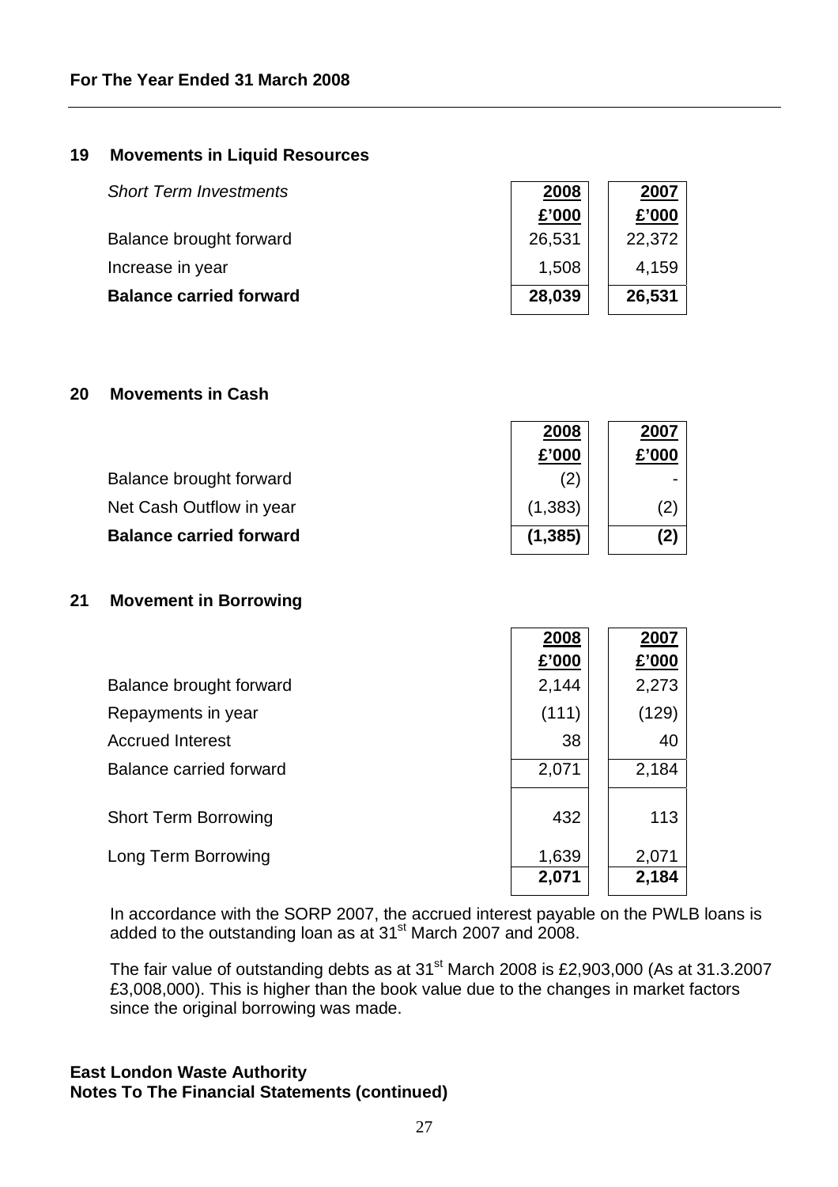## 19 Movements in Liquid Resources

| *Short Term Investments* | 2008 £'000 | 2007 £'000 |
|---|---|---|
| Balance brought forward | 26,531 | 22,372 |
| Increase in year | 1,508 | 4,159 |
| **Balance carried forward** | **28,039** | **26,531** |

## 20 Movements in Cash

| | 2008 £'000 | 2007 £'000 |
|---|---|---|
| Balance brought forward | (2) | - |
| Net Cash Outflow in year | (1,383) | (2) |
| **Balance carried forward** | **(1,385)** | **(2)** |

## 21 Movement in Borrowing

| | 2008 £'000 | 2007 £'000 |
|---|---|---|
| Balance brought forward | 2,144 | 2,273 |
| Repayments in year | (111) | (129) |
| Accrued Interest | 38 | 40 |
| Balance carried forward | 2,071 | 2,184 |
| Short Term Borrowing | 432 | 113 |
| Long Term Borrowing | 1,639 | 2,071 |
| | **2,071** | **2,184** |

In accordance with the SORP 2007, the accrued interest payable on the PWLB loans is added to the outstanding loan as at 31st March 2007 and 2008.

The fair value of outstanding debts as at 31st March 2008 is £2,903,000 (As at 31.3.2007 £3,008,000). This is higher than the book value due to the changes in market factors since the original borrowing was made.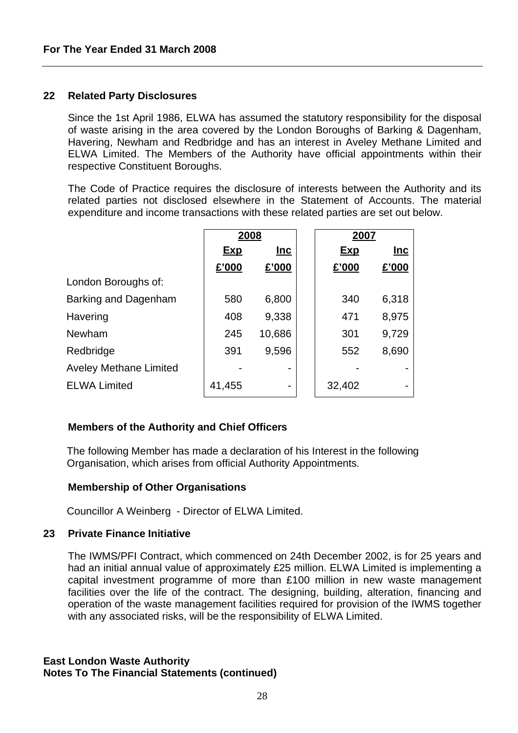## 22 Related Party Disclosures

Since the 1st April 1986, ELWA has assumed the statutory responsibility for the disposal of waste arising in the area covered by the London Boroughs of Barking & Dagenham, Havering, Newham and Redbridge and has an interest in Aveley Methane Limited and ELWA Limited. The Members of the Authority have official appointments within their respective Constituent Boroughs.

The Code of Practice requires the disclosure of interests between the Authority and its related parties not disclosed elsewhere in the Statement of Accounts. The material expenditure and income transactions with these related parties are set out below.

| | 2008 | | 2007 | |
|---|---|---|---|---|
| | Exp | Inc | Exp | Inc |
| | £'000 | £'000 | £'000 | £'000 |
| London Boroughs of: | | | | |
| Barking and Dagenham | 580 | 6,800 | 340 | 6,318 |
| Havering | 408 | 9,338 | 471 | 8,975 |
| Newham | 245 | 10,686 | 301 | 9,729 |
| Redbridge | 391 | 9,596 | 552 | 8,690 |
| Aveley Methane Limited | - | - | - | - |
| ELWA Limited | 41,455 | - | 32,402 | - |

### Members of the Authority and Chief Officers

The following Member has made a declaration of his Interest in the following Organisation, which arises from official Authority Appointments.

### Membership of Other Organisations

Councillor A Weinberg - Director of ELWA Limited.

## 23 Private Finance Initiative

The IWMS/PFI Contract, which commenced on 24th December 2002, is for 25 years and had an initial annual value of approximately £25 million. ELWA Limited is implementing a capital investment programme of more than £100 million in new waste management facilities over the life of the contract. The designing, building, alteration, financing and operation of the waste management facilities required for provision of the IWMS together with any associated risks, will be the responsibility of ELWA Limited.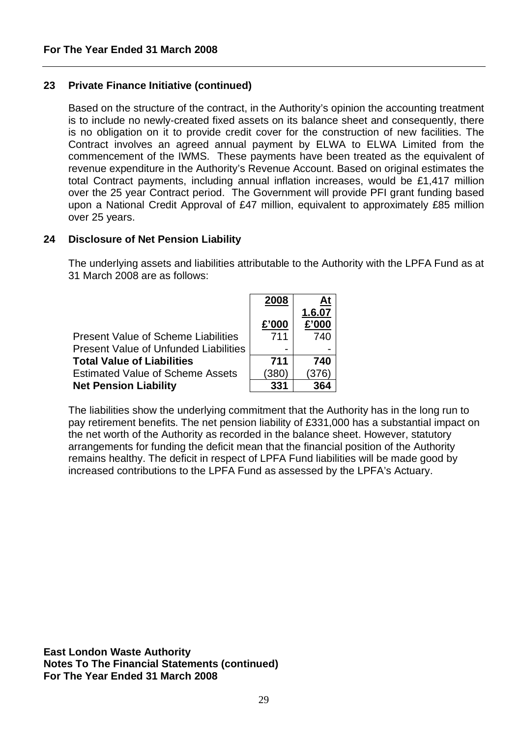## 23 Private Finance Initiative (continued)

Based on the structure of the contract, in the Authority's opinion the accounting treatment is to include no newly-created fixed assets on its balance sheet and consequently, there is no obligation on it to provide credit cover for the construction of new facilities. The Contract involves an agreed annual payment by ELWA to ELWA Limited from the commencement of the IWMS. These payments have been treated as the equivalent of revenue expenditure in the Authority's Revenue Account. Based on original estimates the total Contract payments, including annual inflation increases, would be £1,417 million over the 25 year Contract period. The Government will provide PFI grant funding based upon a National Credit Approval of £47 million, equivalent to approximately £85 million over 25 years.

## 24 Disclosure of Net Pension Liability

The underlying assets and liabilities attributable to the Authority with the LPFA Fund as at 31 March 2008 are as follows:

| | 2008 £'000 | At 1.6.07 £'000 |
|---|---|---|
| Present Value of Scheme Liabilities | 711 | 740 |
| Present Value of Unfunded Liabilities | - | - |
| **Total Value of Liabilities** | **711** | **740** |
| Estimated Value of Scheme Assets | (380) | (376) |
| **Net Pension Liability** | **331** | **364** |

The liabilities show the underlying commitment that the Authority has in the long run to pay retirement benefits. The net pension liability of £331,000 has a substantial impact on the net worth of the Authority as recorded in the balance sheet. However, statutory arrangements for funding the deficit mean that the financial position of the Authority remains healthy. The deficit in respect of LPFA Fund liabilities will be made good by increased contributions to the LPFA Fund as assessed by the LPFA's Actuary.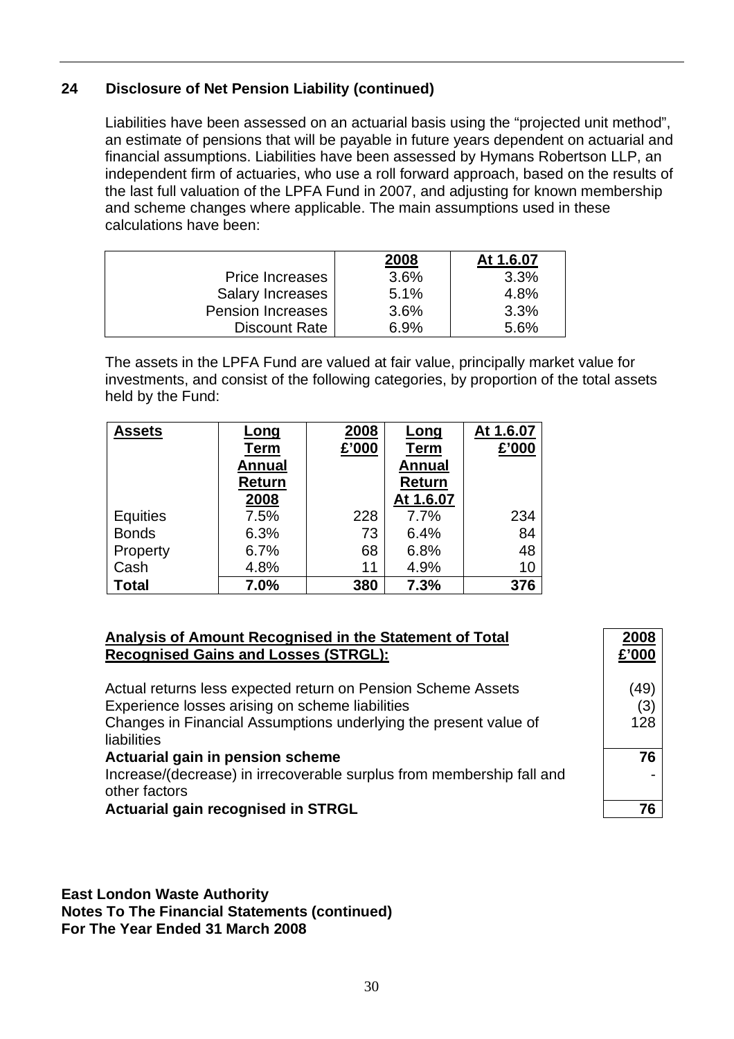## 24 Disclosure of Net Pension Liability (continued)

Liabilities have been assessed on an actuarial basis using the "projected unit method", an estimate of pensions that will be payable in future years dependent on actuarial and financial assumptions. Liabilities have been assessed by Hymans Robertson LLP, an independent firm of actuaries, who use a roll forward approach, based on the results of the last full valuation of the LPFA Fund in 2007, and adjusting for known membership and scheme changes where applicable. The main assumptions used in these calculations have been:

| | 2008 | At 1.6.07 |
|---|---|---|
| Price Increases | 3.6% | 3.3% |
| Salary Increases | 5.1% | 4.8% |
| Pension Increases | 3.6% | 3.3% |
| Discount Rate | 6.9% | 5.6% |

The assets in the LPFA Fund are valued at fair value, principally market value for investments, and consist of the following categories, by proportion of the total assets held by the Fund:

| Assets | Long Term Annual Return 2008 | 2008 £'000 | Long Term Annual Return At 1.6.07 | At 1.6.07 £'000 |
|---|---|---|---|---|
| Equities | 7.5% | 228 | 7.7% | 234 |
| Bonds | 6.3% | 73 | 6.4% | 84 |
| Property | 6.7% | 68 | 6.8% | 48 |
| Cash | 4.8% | 11 | 4.9% | 10 |
| **Total** | **7.0%** | **380** | **7.3%** | **376** |

| **Analysis of Amount Recognised in the Statement of Total Recognised Gains and Losses (STRGL):** | **2008 £'000** |
|---|---|
| Actual returns less expected return on Pension Scheme Assets | (49) |
| Experience losses arising on scheme liabilities | (3) |
| Changes in Financial Assumptions underlying the present value of liabilities | 128 |
| **Actuarial gain in pension scheme** | **76** |
| Increase/(decrease) in irrecoverable surplus from membership fall and other factors | - |
| **Actuarial gain recognised in STRGL** | **76** |

**East London Waste Authority**
**Notes To The Financial Statements (continued)**
**For The Year Ended 31 March 2008**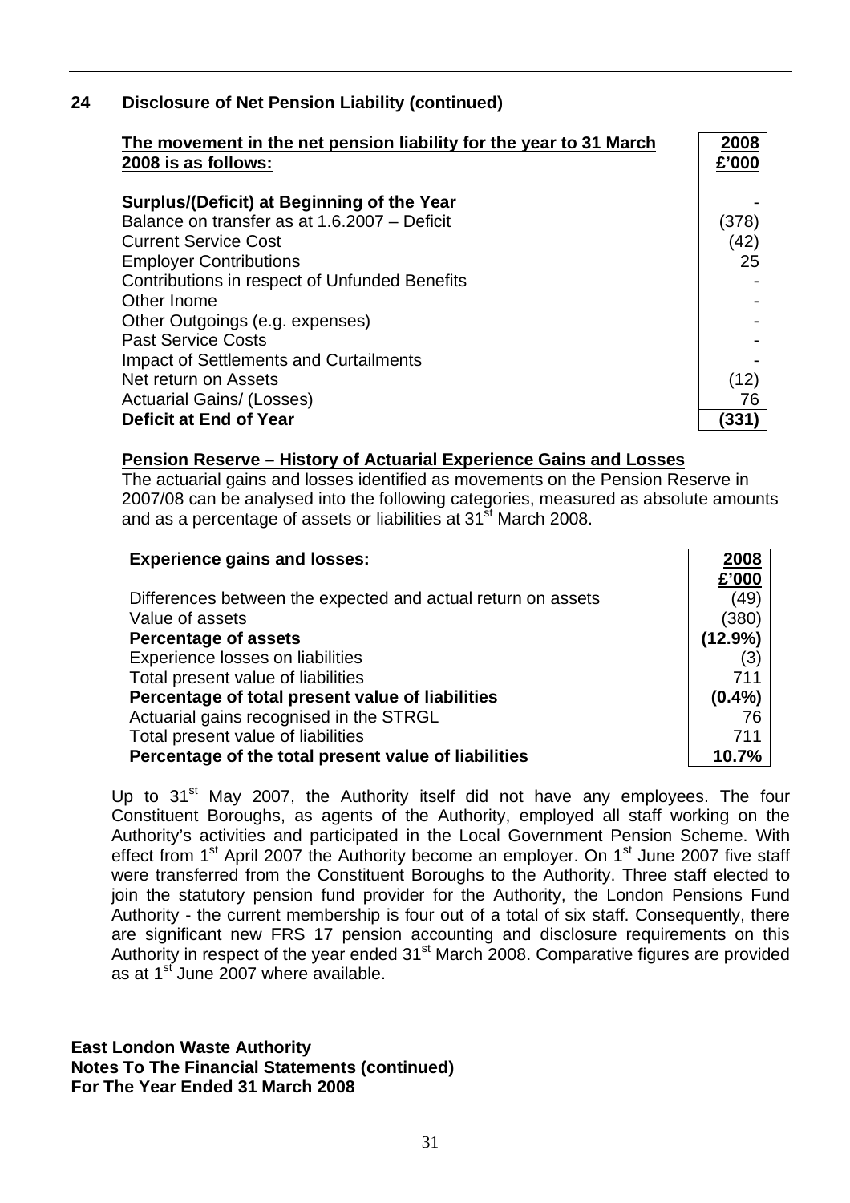## 24 Disclosure of Net Pension Liability (continued)

| The movement in the net pension liability for the year to 31 March 2008 is as follows: | 2008 £'000 |
|---|---|
| **Surplus/(Deficit) at Beginning of the Year** | - |
| Balance on transfer as at 1.6.2007 – Deficit | (378) |
| Current Service Cost | (42) |
| Employer Contributions | 25 |
| Contributions in respect of Unfunded Benefits | - |
| Other Inome | - |
| Other Outgoings (e.g. expenses) | - |
| Past Service Costs | - |
| Impact of Settlements and Curtailments | - |
| Net return on Assets | (12) |
| Actuarial Gains/ (Losses) | 76 |
| **Deficit at End of Year** | **(331)** |

**Pension Reserve – History of Actuarial Experience Gains and Losses**

The actuarial gains and losses identified as movements on the Pension Reserve in 2007/08 can be analysed into the following categories, measured as absolute amounts and as a percentage of assets or liabilities at 31st March 2008.

| Experience gains and losses: | 2008 £'000 |
|---|---|
| Differences between the expected and actual return on assets | (49) |
| Value of assets | (380) |
| **Percentage of assets** | **(12.9%)** |
| Experience losses on liabilities | (3) |
| Total present value of liabilities | 711 |
| **Percentage of total present value of liabilities** | **(0.4%)** |
| Actuarial gains recognised in the STRGL | 76 |
| Total present value of liabilities | 711 |
| **Percentage of the total present value of liabilities** | **10.7%** |

Up to 31st May 2007, the Authority itself did not have any employees. The four Constituent Boroughs, as agents of the Authority, employed all staff working on the Authority's activities and participated in the Local Government Pension Scheme. With effect from 1st April 2007 the Authority become an employer. On 1st June 2007 five staff were transferred from the Constituent Boroughs to the Authority. Three staff elected to join the statutory pension fund provider for the Authority, the London Pensions Fund Authority - the current membership is four out of a total of six staff. Consequently, there are significant new FRS 17 pension accounting and disclosure requirements on this Authority in respect of the year ended 31st March 2008. Comparative figures are provided as at 1st June 2007 where available.

**East London Waste Authority**
**Notes To The Financial Statements (continued)**
**For The Year Ended 31 March 2008**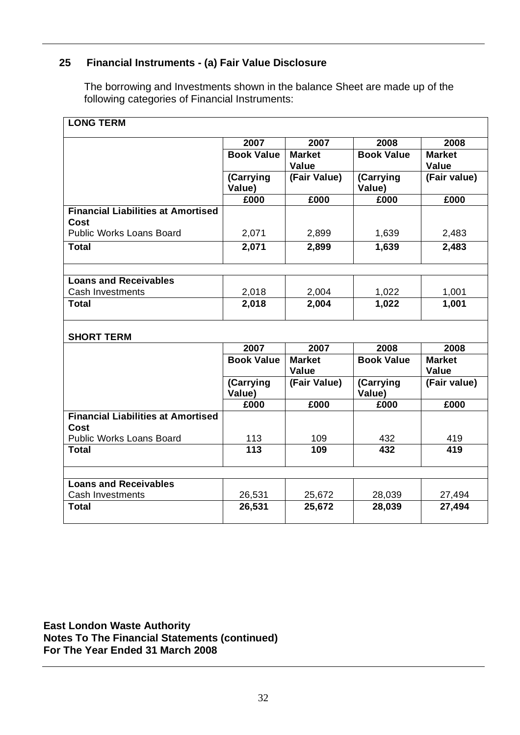## 25 Financial Instruments - (a) Fair Value Disclosure

The borrowing and Investments shown in the balance Sheet are made up of the following categories of Financial Instruments:

**LONG TERM**

| | 2007 | 2007 | 2008 | 2008 |
|---|---|---|---|---|
| | **Book Value** | **Market Value** | **Book Value** | **Market Value** |
| | **(Carrying Value)** | **(Fair Value)** | **(Carrying Value)** | **(Fair value)** |
| | **£000** | **£000** | **£000** | **£000** |
| **Financial Liabilities at Amortised Cost** | | | | |
| Public Works Loans Board | 2,071 | 2,899 | 1,639 | 2,483 |
| **Total** | **2,071** | **2,899** | **1,639** | **2,483** |
| | | | | |
| **Loans and Receivables** | | | | |
| Cash Investments | 2,018 | 2,004 | 1,022 | 1,001 |
| **Total** | **2,018** | **2,004** | **1,022** | **1,001** |

**SHORT TERM**

| | 2007 | 2007 | 2008 | 2008 |
|---|---|---|---|---|
| | **Book Value** | **Market Value** | **Book Value** | **Market Value** |
| | **(Carrying Value)** | **(Fair Value)** | **(Carrying Value)** | **(Fair value)** |
| | **£000** | **£000** | **£000** | **£000** |
| **Financial Liabilities at Amortised Cost** | | | | |
| Public Works Loans Board | 113 | 109 | 432 | 419 |
| **Total** | **113** | **109** | **432** | **419** |
| | | | | |
| **Loans and Receivables** | | | | |
| Cash Investments | 26,531 | 25,672 | 28,039 | 27,494 |
| **Total** | **26,531** | **25,672** | **28,039** | **27,494** |

**East London Waste Authority**
**Notes To The Financial Statements (continued)**
**For The Year Ended 31 March 2008**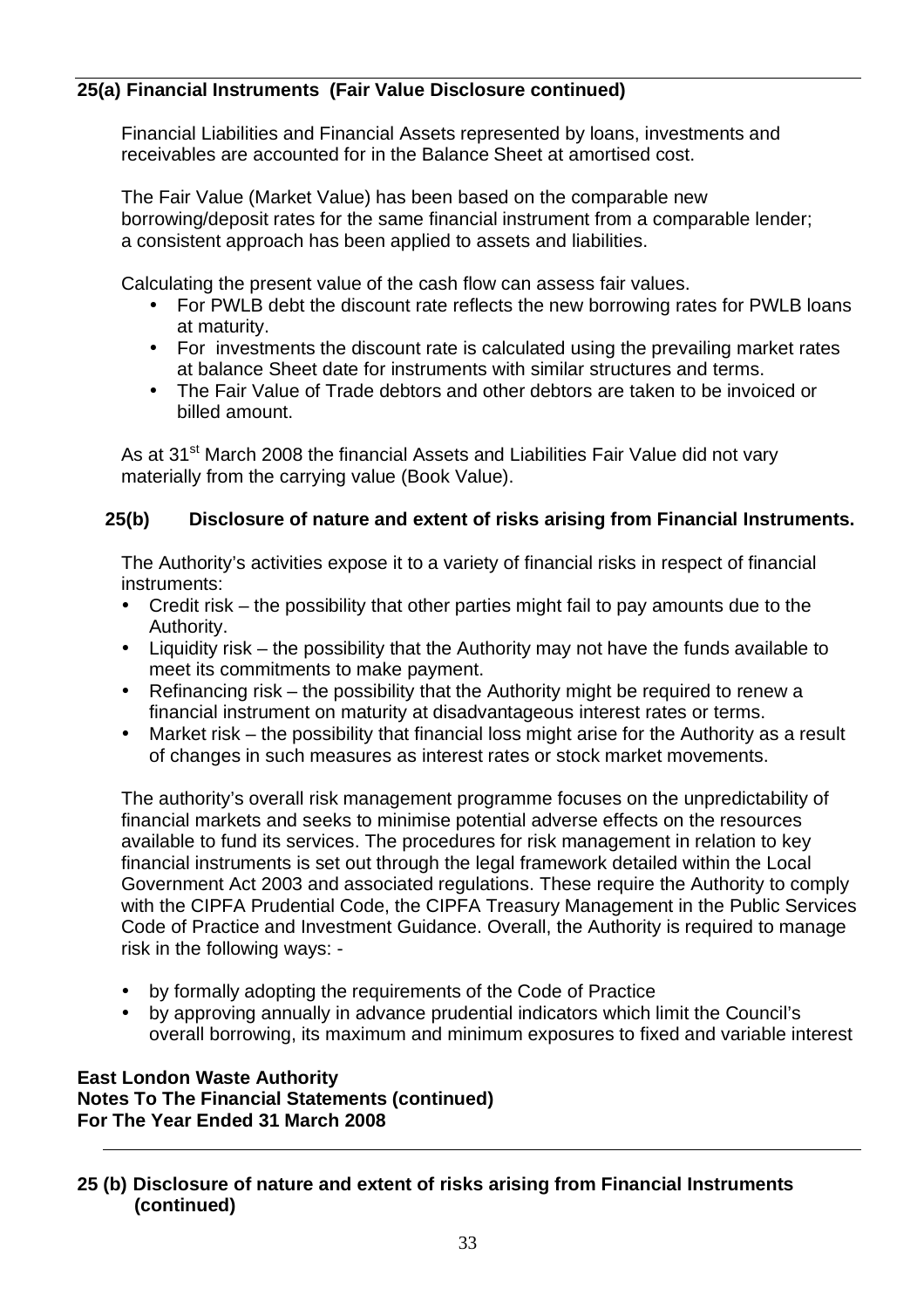## 25(a) Financial Instruments (Fair Value Disclosure continued)

Financial Liabilities and Financial Assets represented by loans, investments and receivables are accounted for in the Balance Sheet at amortised cost.

The Fair Value (Market Value) has been based on the comparable new borrowing/deposit rates for the same financial instrument from a comparable lender; a consistent approach has been applied to assets and liabilities.

Calculating the present value of the cash flow can assess fair values.

- For PWLB debt the discount rate reflects the new borrowing rates for PWLB loans at maturity.
- For investments the discount rate is calculated using the prevailing market rates at balance Sheet date for instruments with similar structures and terms.
- The Fair Value of Trade debtors and other debtors are taken to be invoiced or billed amount.

As at 31st March 2008 the financial Assets and Liabilities Fair Value did not vary materially from the carrying value (Book Value).

## 25(b) Disclosure of nature and extent of risks arising from Financial Instruments.

The Authority's activities expose it to a variety of financial risks in respect of financial instruments:

- Credit risk – the possibility that other parties might fail to pay amounts due to the Authority.
- Liquidity risk – the possibility that the Authority may not have the funds available to meet its commitments to make payment.
- Refinancing risk – the possibility that the Authority might be required to renew a financial instrument on maturity at disadvantageous interest rates or terms.
- Market risk – the possibility that financial loss might arise for the Authority as a result of changes in such measures as interest rates or stock market movements.

The authority's overall risk management programme focuses on the unpredictability of financial markets and seeks to minimise potential adverse effects on the resources available to fund its services. The procedures for risk management in relation to key financial instruments is set out through the legal framework detailed within the Local Government Act 2003 and associated regulations. These require the Authority to comply with the CIPFA Prudential Code, the CIPFA Treasury Management in the Public Services Code of Practice and Investment Guidance. Overall, the Authority is required to manage risk in the following ways: -

- by formally adopting the requirements of the Code of Practice
- by approving annually in advance prudential indicators which limit the Council's overall borrowing, its maximum and minimum exposures to fixed and variable interest

**East London Waste Authority**
**Notes To The Financial Statements (continued)**
**For The Year Ended 31 March 2008**

## 25 (b) Disclosure of nature and extent of risks arising from Financial Instruments (continued)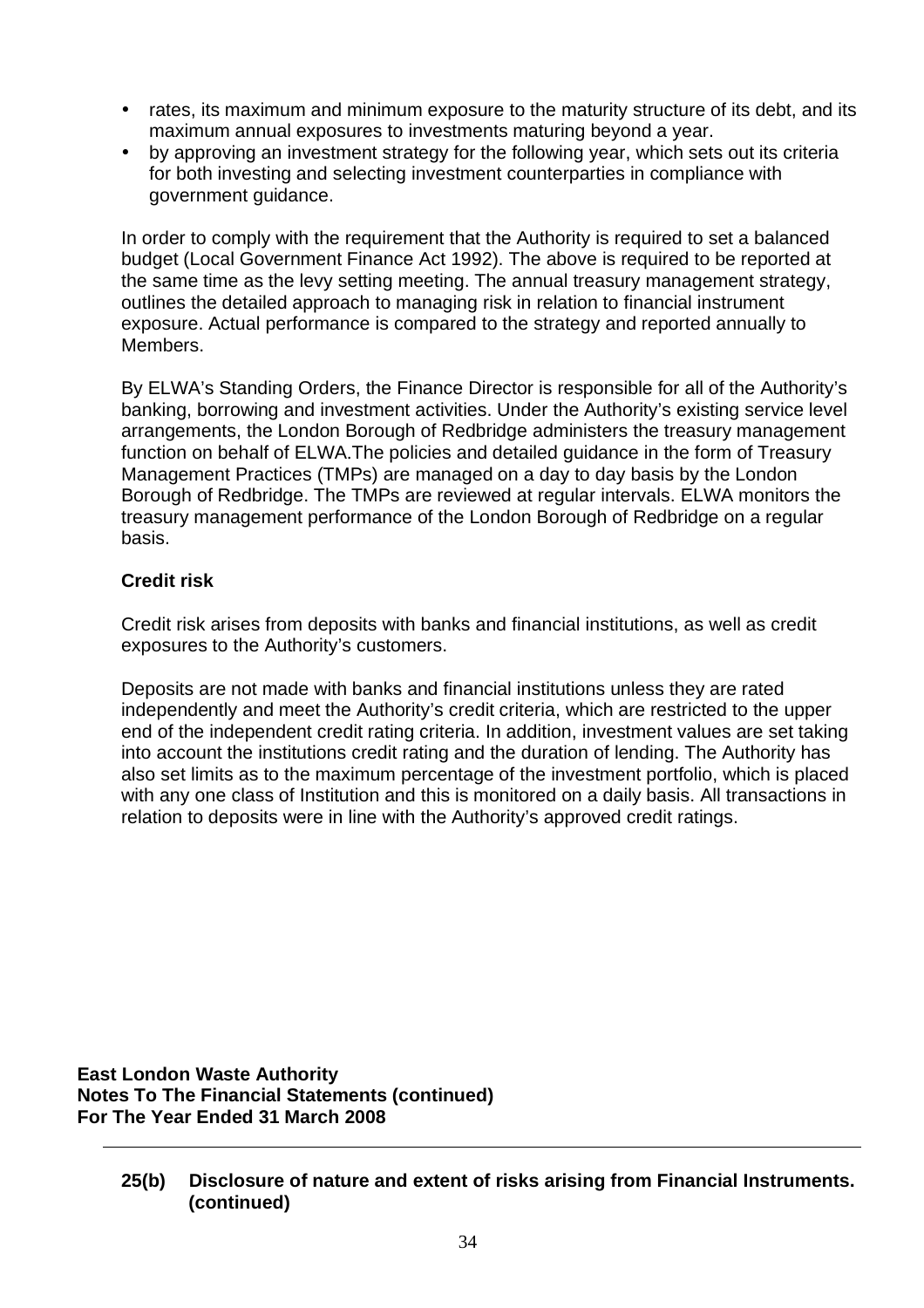- rates, its maximum and minimum exposure to the maturity structure of its debt, and its maximum annual exposures to investments maturing beyond a year.
- by approving an investment strategy for the following year, which sets out its criteria for both investing and selecting investment counterparties in compliance with government guidance.

In order to comply with the requirement that the Authority is required to set a balanced budget (Local Government Finance Act 1992). The above is required to be reported at the same time as the levy setting meeting. The annual treasury management strategy, outlines the detailed approach to managing risk in relation to financial instrument exposure. Actual performance is compared to the strategy and reported annually to Members.

By ELWA's Standing Orders, the Finance Director is responsible for all of the Authority's banking, borrowing and investment activities. Under the Authority's existing service level arrangements, the London Borough of Redbridge administers the treasury management function on behalf of ELWA.The policies and detailed guidance in the form of Treasury Management Practices (TMPs) are managed on a day to day basis by the London Borough of Redbridge. The TMPs are reviewed at regular intervals. ELWA monitors the treasury management performance of the London Borough of Redbridge on a regular basis.

**Credit risk**

Credit risk arises from deposits with banks and financial institutions, as well as credit exposures to the Authority's customers.

Deposits are not made with banks and financial institutions unless they are rated independently and meet the Authority's credit criteria, which are restricted to the upper end of the independent credit rating criteria. In addition, investment values are set taking into account the institutions credit rating and the duration of lending. The Authority has also set limits as to the maximum percentage of the investment portfolio, which is placed with any one class of Institution and this is monitored on a daily basis. All transactions in relation to deposits were in line with the Authority's approved credit ratings.

**East London Waste Authority**
**Notes To The Financial Statements (continued)**
**For The Year Ended 31 March 2008**

**25(b) Disclosure of nature and extent of risks arising from Financial Instruments. (continued)**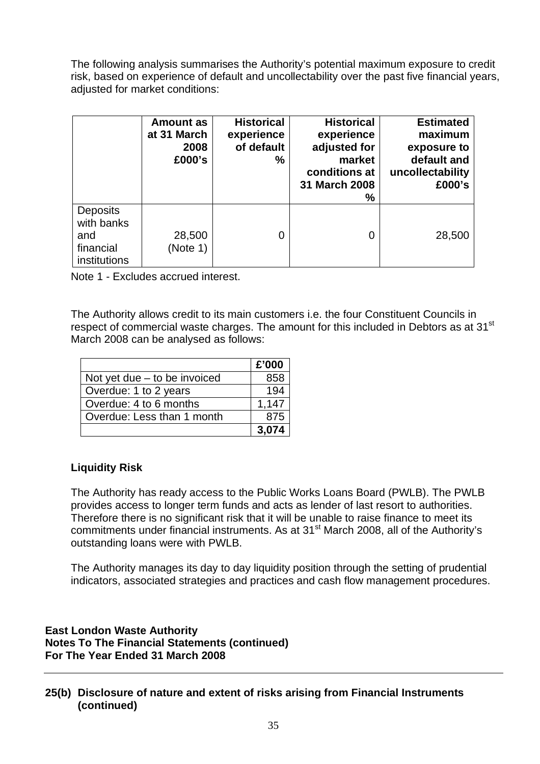The following analysis summarises the Authority's potential maximum exposure to credit risk, based on experience of default and uncollectability over the past five financial years, adjusted for market conditions:

| | Amount as at 31 March 2008 £000's | Historical experience of default % | Historical experience adjusted for market conditions at 31 March 2008 % | Estimated maximum exposure to default and uncollectability £000's |
|---|---|---|---|---|
| Deposits with banks and financial institutions | 28,500 (Note 1) | 0 | 0 | 28,500 |

Note 1 - Excludes accrued interest.

The Authority allows credit to its main customers i.e. the four Constituent Councils in respect of commercial waste charges. The amount for this included in Debtors as at 31st March 2008 can be analysed as follows:

| | £'000 |
|---|---|
| Not yet due – to be invoiced | 858 |
| Overdue: 1 to 2 years | 194 |
| Overdue: 4 to 6 months | 1,147 |
| Overdue: Less than 1 month | 875 |
| | **3,074** |

### Liquidity Risk

The Authority has ready access to the Public Works Loans Board (PWLB). The PWLB provides access to longer term funds and acts as lender of last resort to authorities. Therefore there is no significant risk that it will be unable to raise finance to meet its commitments under financial instruments. As at 31st March 2008, all of the Authority's outstanding loans were with PWLB.

The Authority manages its day to day liquidity position through the setting of prudential indicators, associated strategies and practices and cash flow management procedures.

**East London Waste Authority**
**Notes To The Financial Statements (continued)**
**For The Year Ended 31 March 2008**

---

**25(b) Disclosure of nature and extent of risks arising from Financial Instruments (continued)**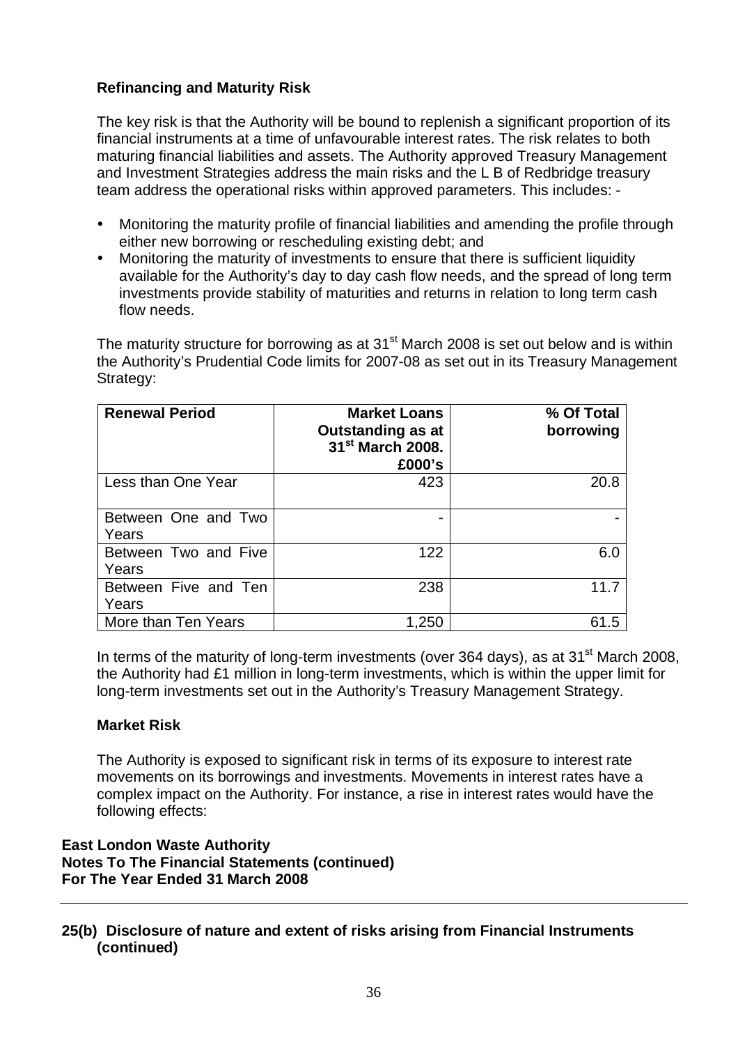**Refinancing and Maturity Risk**

The key risk is that the Authority will be bound to replenish a significant proportion of its financial instruments at a time of unfavourable interest rates. The risk relates to both maturing financial liabilities and assets. The Authority approved Treasury Management and Investment Strategies address the main risks and the L B of Redbridge treasury team address the operational risks within approved parameters. This includes: -

- Monitoring the maturity profile of financial liabilities and amending the profile through either new borrowing or rescheduling existing debt; and
- Monitoring the maturity of investments to ensure that there is sufficient liquidity available for the Authority's day to day cash flow needs, and the spread of long term investments provide stability of maturities and returns in relation to long term cash flow needs.

The maturity structure for borrowing as at 31st March 2008 is set out below and is within the Authority's Prudential Code limits for 2007-08 as set out in its Treasury Management Strategy:

| Renewal Period | Market Loans Outstanding as at 31st March 2008. £000's | % Of Total borrowing |
|---|---|---|
| Less than One Year | 423 | 20.8 |
| Between One and Two Years | - | - |
| Between Two and Five Years | 122 | 6.0 |
| Between Five and Ten Years | 238 | 11.7 |
| More than Ten Years | 1,250 | 61.5 |

In terms of the maturity of long-term investments (over 364 days), as at 31st March 2008, the Authority had £1 million in long-term investments, which is within the upper limit for long-term investments set out in the Authority's Treasury Management Strategy.

**Market Risk**

The Authority is exposed to significant risk in terms of its exposure to interest rate movements on its borrowings and investments. Movements in interest rates have a complex impact on the Authority. For instance, a rise in interest rates would have the following effects:

**East London Waste Authority**
**Notes To The Financial Statements (continued)**
**For The Year Ended 31 March 2008**

**25(b) Disclosure of nature and extent of risks arising from Financial Instruments (continued)**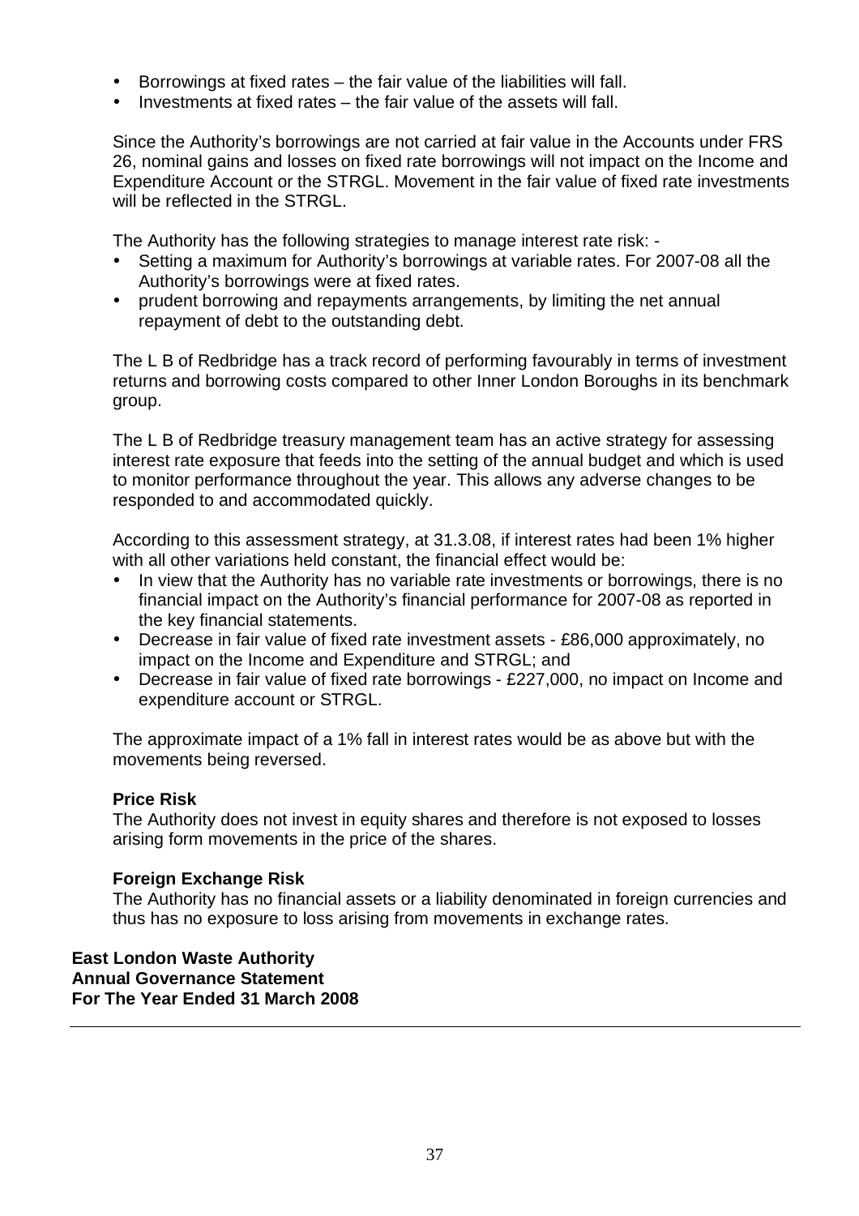- Borrowings at fixed rates – the fair value of the liabilities will fall.
- Investments at fixed rates – the fair value of the assets will fall.

Since the Authority's borrowings are not carried at fair value in the Accounts under FRS 26, nominal gains and losses on fixed rate borrowings will not impact on the Income and Expenditure Account or the STRGL. Movement in the fair value of fixed rate investments will be reflected in the STRGL.

The Authority has the following strategies to manage interest rate risk: -

- Setting a maximum for Authority's borrowings at variable rates. For 2007-08 all the Authority's borrowings were at fixed rates.
- prudent borrowing and repayments arrangements, by limiting the net annual repayment of debt to the outstanding debt.

The L B of Redbridge has a track record of performing favourably in terms of investment returns and borrowing costs compared to other Inner London Boroughs in its benchmark group.

The L B of Redbridge treasury management team has an active strategy for assessing interest rate exposure that feeds into the setting of the annual budget and which is used to monitor performance throughout the year. This allows any adverse changes to be responded to and accommodated quickly.

According to this assessment strategy, at 31.3.08, if interest rates had been 1% higher with all other variations held constant, the financial effect would be:

- In view that the Authority has no variable rate investments or borrowings, there is no financial impact on the Authority's financial performance for 2007-08 as reported in the key financial statements.
- Decrease in fair value of fixed rate investment assets - £86,000 approximately, no impact on the Income and Expenditure and STRGL; and
- Decrease in fair value of fixed rate borrowings - £227,000, no impact on Income and expenditure account or STRGL.

The approximate impact of a 1% fall in interest rates would be as above but with the movements being reversed.

**Price Risk**

The Authority does not invest in equity shares and therefore is not exposed to losses arising form movements in the price of the shares.

**Foreign Exchange Risk**

The Authority has no financial assets or a liability denominated in foreign currencies and thus has no exposure to loss arising from movements in exchange rates.

**East London Waste Authority**
**Annual Governance Statement**
**For The Year Ended 31 March 2008**

---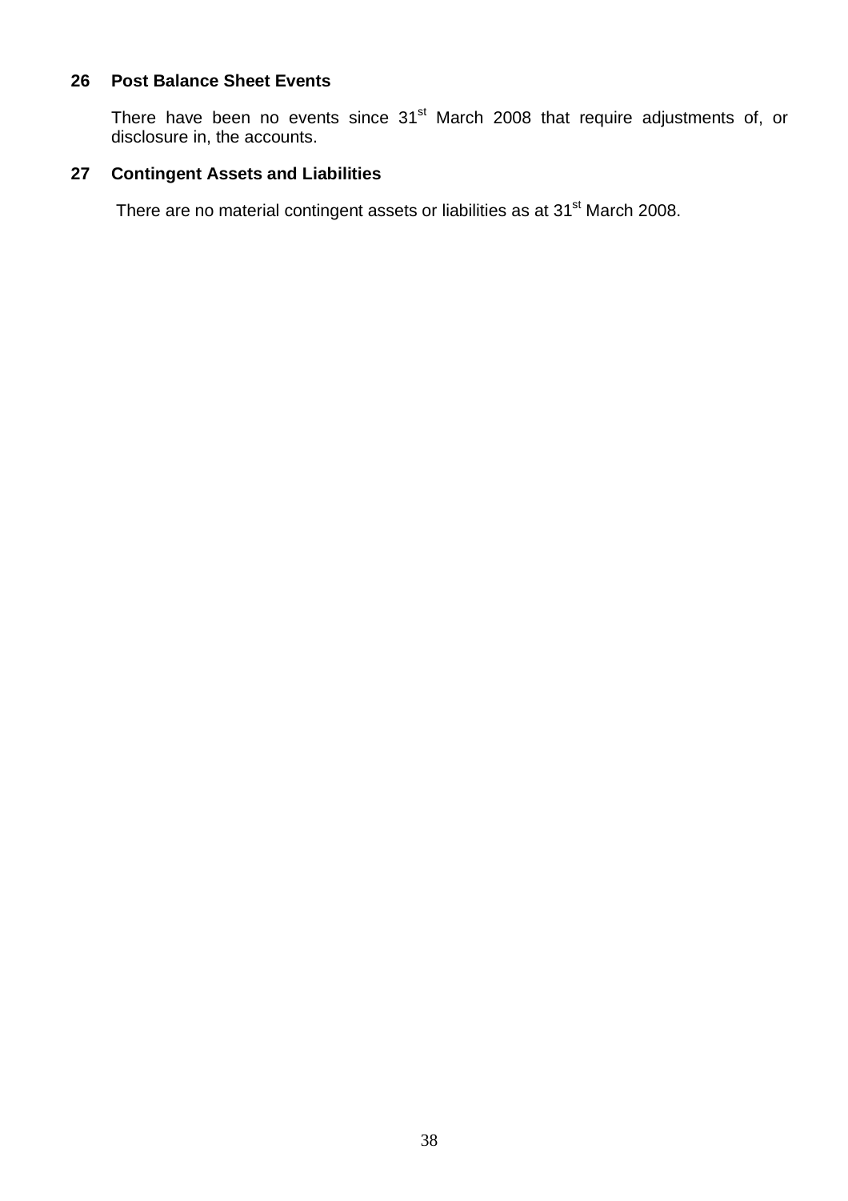## 26 Post Balance Sheet Events

There have been no events since 31st March 2008 that require adjustments of, or disclosure in, the accounts.

## 27 Contingent Assets and Liabilities

There are no material contingent assets or liabilities as at 31st March 2008.